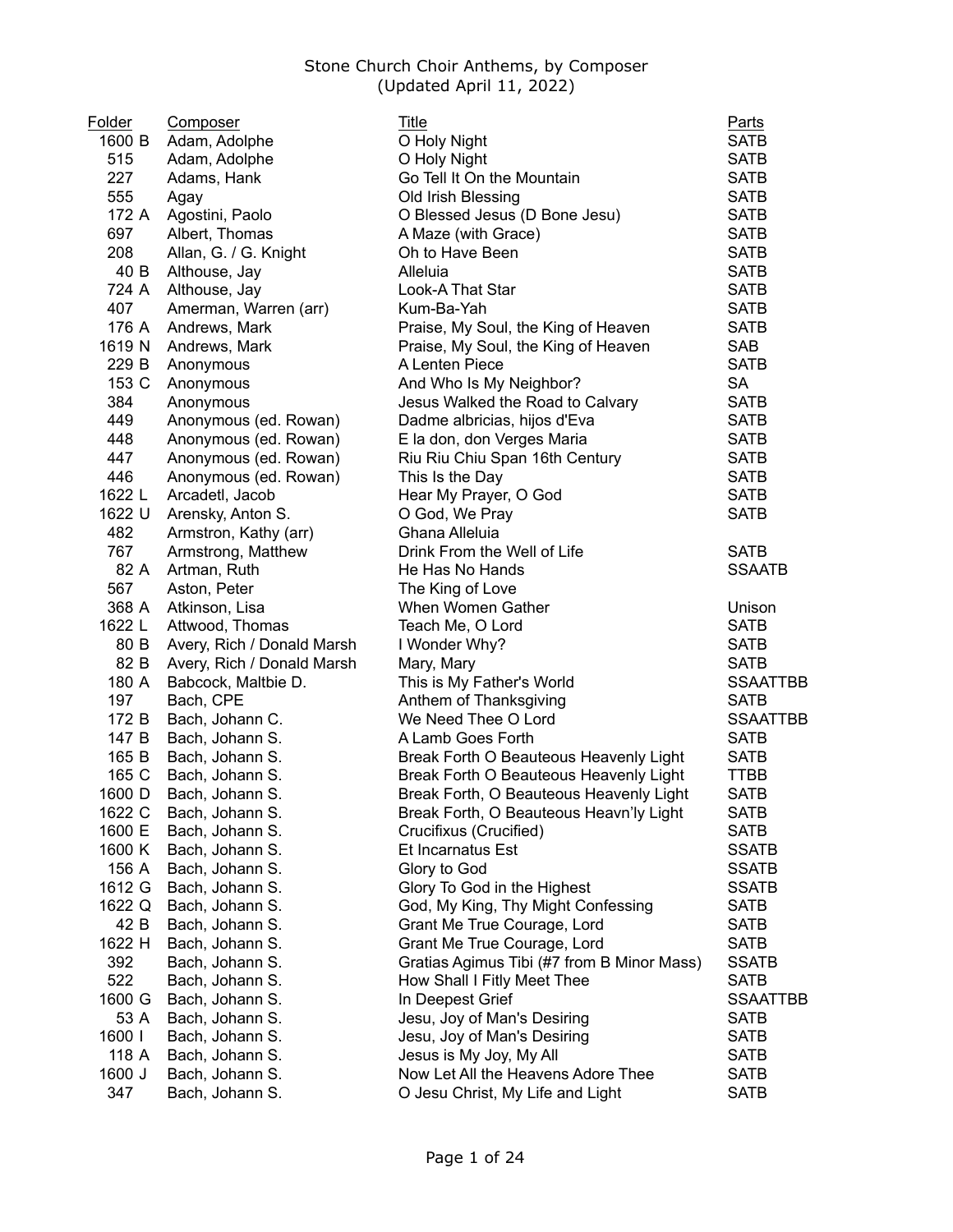# Stone Church Choir Anthems, by Composer
(Updated April 11, 2022)

| Folder | Composer | Title | Parts |
|---|---|---|---|
| 1600 B | Adam, Adolphe | O Holy Night | SATB |
| 515 | Adam, Adolphe | O Holy Night | SATB |
| 227 | Adams, Hank | Go Tell It On the Mountain | SATB |
| 555 | Agay | Old Irish Blessing | SATB |
| 172 A | Agostini, Paolo | O Blessed Jesus (D Bone Jesu) | SATB |
| 697 | Albert, Thomas | A Maze (with Grace) | SATB |
| 208 | Allan, G. / G. Knight | Oh to Have Been | SATB |
| 40 B | Althouse, Jay | Alleluia | SATB |
| 724 A | Althouse, Jay | Look-A That Star | SATB |
| 407 | Amerman, Warren (arr) | Kum-Ba-Yah | SATB |
| 176 A | Andrews, Mark | Praise, My Soul, the King of Heaven | SATB |
| 1619 N | Andrews, Mark | Praise, My Soul, the King of Heaven | SAB |
| 229 B | Anonymous | A Lenten Piece | SATB |
| 153 C | Anonymous | And Who Is My Neighbor? | SA |
| 384 | Anonymous | Jesus Walked the Road to Calvary | SATB |
| 449 | Anonymous (ed. Rowan) | Dadme albricias, hijos d'Eva | SATB |
| 448 | Anonymous (ed. Rowan) | E la don, don Verges Maria | SATB |
| 447 | Anonymous (ed. Rowan) | Riu Riu Chiu Span 16th Century | SATB |
| 446 | Anonymous (ed. Rowan) | This Is the Day | SATB |
| 1622 L | Arcadetl, Jacob | Hear My Prayer, O God | SATB |
| 1622 U | Arensky, Anton S. | O God, We Pray | SATB |
| 482 | Armstron, Kathy (arr) | Ghana Alleluia | |
| 767 | Armstrong, Matthew | Drink From the Well of Life | SATB |
| 82 A | Artman, Ruth | He Has No Hands | SSAATB |
| 567 | Aston, Peter | The King of Love | |
| 368 A | Atkinson, Lisa | When Women Gather | Unison |
| 1622 L | Attwood, Thomas | Teach Me, O Lord | SATB |
| 80 B | Avery, Rich / Donald Marsh | I Wonder Why? | SATB |
| 82 B | Avery, Rich / Donald Marsh | Mary, Mary | SATB |
| 180 A | Babcock, Maltbie D. | This is My Father's World | SSAATTBB |
| 197 | Bach, CPE | Anthem of Thanksgiving | SATB |
| 172 B | Bach, Johann C. | We Need Thee O Lord | SSAATTBB |
| 147 B | Bach, Johann S. | A Lamb Goes Forth | SATB |
| 165 B | Bach, Johann S. | Break Forth O Beauteous Heavenly Light | SATB |
| 165 C | Bach, Johann S. | Break Forth O Beauteous Heavenly Light | TTBB |
| 1600 D | Bach, Johann S. | Break Forth, O Beauteous Heavenly Light | SATB |
| 1622 C | Bach, Johann S. | Break Forth, O Beauteous Heavn'ly Light | SATB |
| 1600 E | Bach, Johann S. | Crucifixus (Crucified) | SATB |
| 1600 K | Bach, Johann S. | Et Incarnatus Est | SSATB |
| 156 A | Bach, Johann S. | Glory to God | SSATB |
| 1612 G | Bach, Johann S. | Glory To God in the Highest | SSATB |
| 1622 Q | Bach, Johann S. | God, My King, Thy Might Confessing | SATB |
| 42 B | Bach, Johann S. | Grant Me True Courage, Lord | SATB |
| 1622 H | Bach, Johann S. | Grant Me True Courage, Lord | SATB |
| 392 | Bach, Johann S. | Gratias Agimus Tibi (#7 from B Minor Mass) | SSATB |
| 522 | Bach, Johann S. | How Shall I Fitly Meet Thee | SATB |
| 1600 G | Bach, Johann S. | In Deepest Grief | SSAATTBB |
| 53 A | Bach, Johann S. | Jesu, Joy of Man's Desiring | SATB |
| 1600 I | Bach, Johann S. | Jesu, Joy of Man's Desiring | SATB |
| 118 A | Bach, Johann S. | Jesus is My Joy, My All | SATB |
| 1600 J | Bach, Johann S. | Now Let All the Heavens Adore Thee | SATB |
| 347 | Bach, Johann S. | O Jesu Christ, My Life and Light | SATB |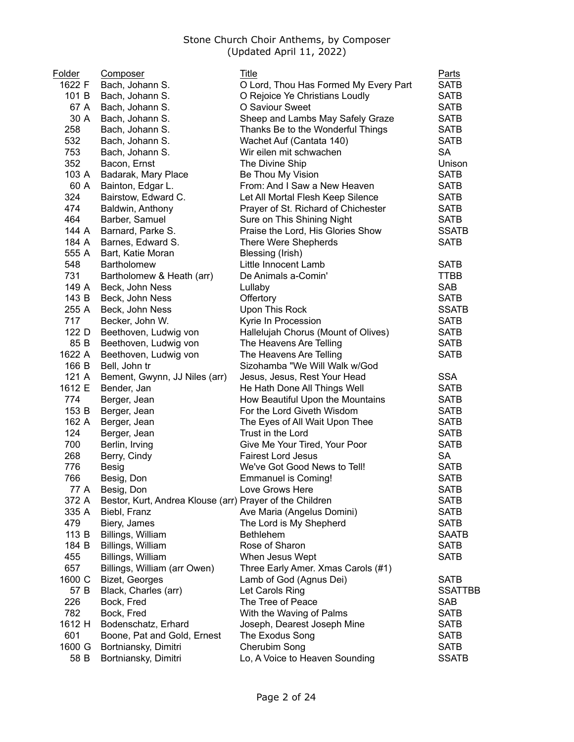Stone Church Choir Anthems, by Composer
(Updated April 11, 2022)

| Folder | Composer | Title | Parts |
|---|---|---|---|
| 1622 F | Bach, Johann S. | O Lord, Thou Has Formed My Every Part | SATB |
| 101 B | Bach, Johann S. | O Rejoice Ye Christians Loudly | SATB |
| 67 A | Bach, Johann S. | O Saviour Sweet | SATB |
| 30 A | Bach, Johann S. | Sheep and Lambs May Safely Graze | SATB |
| 258 | Bach, Johann S. | Thanks Be to the Wonderful Things | SATB |
| 532 | Bach, Johann S. | Wachet Auf (Cantata 140) | SATB |
| 753 | Bach, Johann S. | Wir eilen mit schwachen | SA |
| 352 | Bacon, Ernst | The Divine Ship | Unison |
| 103 A | Badarak, Mary Place | Be Thou My Vision | SATB |
| 60 A | Bainton, Edgar L. | From: And I Saw a New Heaven | SATB |
| 324 | Bairstow, Edward C. | Let All Mortal Flesh Keep Silence | SATB |
| 474 | Baldwin, Anthony | Prayer of St. Richard of Chichester | SATB |
| 464 | Barber, Samuel | Sure on This Shining Night | SATB |
| 144 A | Barnard, Parke S. | Praise the Lord, His Glories Show | SSATB |
| 184 A | Barnes, Edward S. | There Were Shepherds | SATB |
| 555 A | Bart, Katie Moran | Blessing (Irish) | |
| 548 | Bartholomew | Little Innocent Lamb | SATB |
| 731 | Bartholomew & Heath (arr) | De Animals a-Comin' | TTBB |
| 149 A | Beck, John Ness | Lullaby | SAB |
| 143 B | Beck, John Ness | Offertory | SATB |
| 255 A | Beck, John Ness | Upon This Rock | SSATB |
| 717 | Becker, John W. | Kyrie In Procession | SATB |
| 122 D | Beethoven, Ludwig von | Hallelujah Chorus (Mount of Olives) | SATB |
| 85 B | Beethoven, Ludwig von | The Heavens Are Telling | SATB |
| 1622 A | Beethoven, Ludwig von | The Heavens Are Telling | SATB |
| 166 B | Bell, John tr | Sizohamba "We Will Walk w/God | |
| 121 A | Bement, Gwynn, JJ Niles (arr) | Jesus, Jesus, Rest Your Head | SSA |
| 1612 E | Bender, Jan | He Hath Done All Things Well | SATB |
| 774 | Berger, Jean | How Beautiful Upon the Mountains | SATB |
| 153 B | Berger, Jean | For the Lord Giveth Wisdom | SATB |
| 162 A | Berger, Jean | The Eyes of All Wait Upon Thee | SATB |
| 124 | Berger, Jean | Trust in the Lord | SATB |
| 700 | Berlin, Irving | Give Me Your Tired, Your Poor | SATB |
| 268 | Berry, Cindy | Fairest Lord Jesus | SA |
| 776 | Besig | We've Got Good News to Tell! | SATB |
| 766 | Besig, Don | Emmanuel is Coming! | SATB |
| 77 A | Besig, Don | Love Grows Here | SATB |
| 372 A | Bestor, Kurt, Andrea Klouse (arr) | Prayer of the Children | SATB |
| 335 A | Biebl, Franz | Ave Maria (Angelus Domini) | SATB |
| 479 | Biery, James | The Lord is My Shepherd | SATB |
| 113 B | Billings, William | Bethlehem | SAATB |
| 184 B | Billings, William | Rose of Sharon | SATB |
| 455 | Billings, William | When Jesus Wept | SATB |
| 657 | Billings, William (arr Owen) | Three Early Amer. Xmas Carols (#1) | |
| 1600 C | Bizet, Georges | Lamb of God (Agnus Dei) | SATB |
| 57 B | Black, Charles (arr) | Let Carols Ring | SSATTBB |
| 226 | Bock, Fred | The Tree of Peace | SAB |
| 782 | Bock, Fred | With the Waving of Palms | SATB |
| 1612 H | Bodenschatz, Erhard | Joseph, Dearest Joseph Mine | SATB |
| 601 | Boone, Pat and Gold, Ernest | The Exodus Song | SATB |
| 1600 G | Bortniansky, Dimitri | Cherubim Song | SATB |
| 58 B | Bortniansky, Dimitri | Lo, A Voice to Heaven Sounding | SSATB |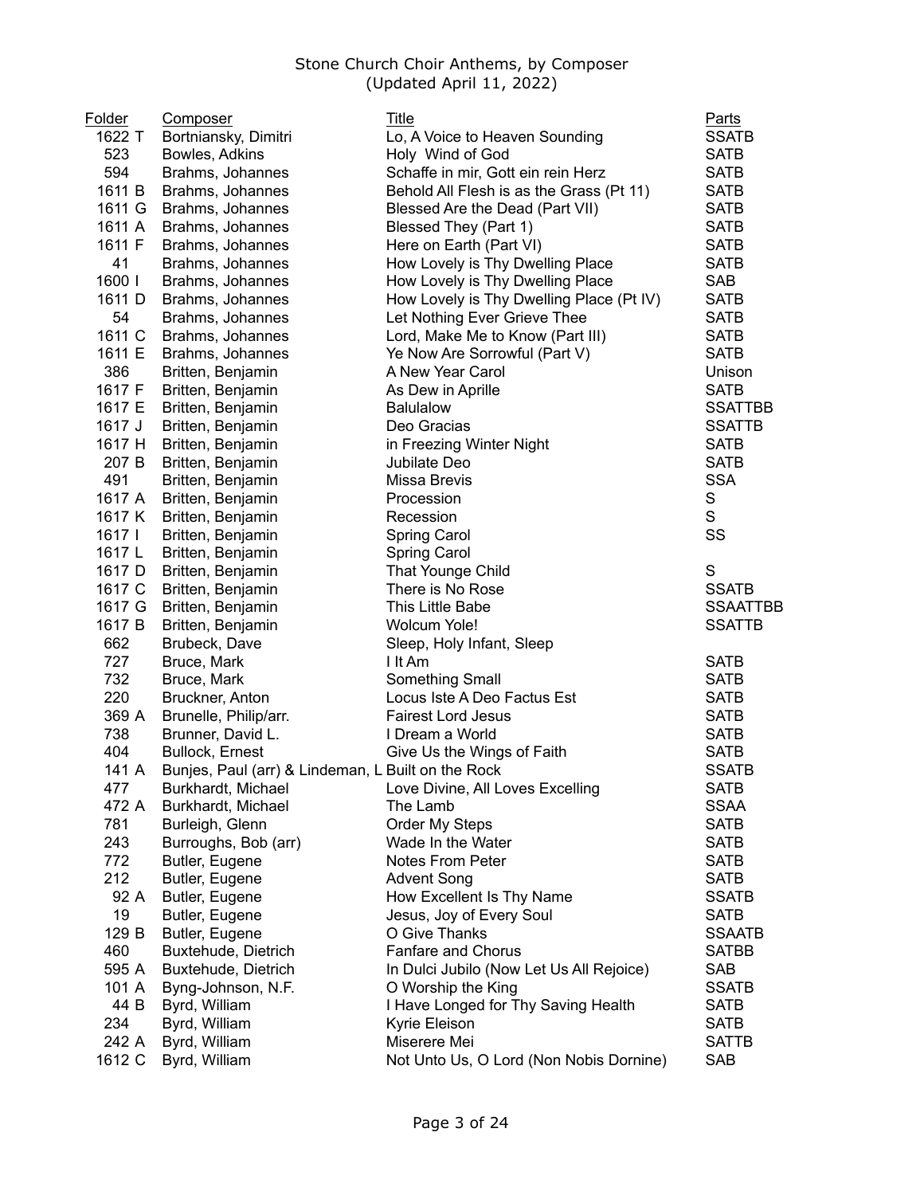Stone Church Choir Anthems, by Composer
(Updated April 11, 2022)

| Folder | Composer | Title | Parts |
|---|---|---|---|
| 1622 T | Bortniansky, Dimitri | Lo, A Voice to Heaven Sounding | SSATB |
| 523 | Bowles, Adkins | Holy Wind of God | SATB |
| 594 | Brahms, Johannes | Schaffe in mir, Gott ein rein Herz | SATB |
| 1611 B | Brahms, Johannes | Behold All Flesh is as the Grass (Pt 11) | SATB |
| 1611 G | Brahms, Johannes | Blessed Are the Dead (Part VII) | SATB |
| 1611 A | Brahms, Johannes | Blessed They (Part 1) | SATB |
| 1611 F | Brahms, Johannes | Here on Earth (Part VI) | SATB |
| 41 | Brahms, Johannes | How Lovely is Thy Dwelling Place | SATB |
| 1600 I | Brahms, Johannes | How Lovely is Thy Dwelling Place | SAB |
| 1611 D | Brahms, Johannes | How Lovely is Thy Dwelling Place (Pt IV) | SATB |
| 54 | Brahms, Johannes | Let Nothing Ever Grieve Thee | SATB |
| 1611 C | Brahms, Johannes | Lord, Make Me to Know (Part III) | SATB |
| 1611 E | Brahms, Johannes | Ye Now Are Sorrowful (Part V) | SATB |
| 386 | Britten, Benjamin | A New Year Carol | Unison |
| 1617 F | Britten, Benjamin | As Dew in Aprille | SATB |
| 1617 E | Britten, Benjamin | Balulalow | SSATTBB |
| 1617 J | Britten, Benjamin | Deo Gracias | SSATTB |
| 1617 H | Britten, Benjamin | in Freezing Winter Night | SATB |
| 207 B | Britten, Benjamin | Jubilate Deo | SATB |
| 491 | Britten, Benjamin | Missa Brevis | SSA |
| 1617 A | Britten, Benjamin | Procession | S |
| 1617 K | Britten, Benjamin | Recession | S |
| 1617 I | Britten, Benjamin | Spring Carol | SS |
| 1617 L | Britten, Benjamin | Spring Carol | |
| 1617 D | Britten, Benjamin | That Younge Child | S |
| 1617 C | Britten, Benjamin | There is No Rose | SSATB |
| 1617 G | Britten, Benjamin | This Little Babe | SSAATTBB |
| 1617 B | Britten, Benjamin | Wolcum Yole! | SSATTB |
| 662 | Brubeck, Dave | Sleep, Holy Infant, Sleep | |
| 727 | Bruce, Mark | I It Am | SATB |
| 732 | Bruce, Mark | Something Small | SATB |
| 220 | Bruckner, Anton | Locus Iste A Deo Factus Est | SATB |
| 369 A | Brunelle, Philip/arr. | Fairest Lord Jesus | SATB |
| 738 | Brunner, David L. | I Dream a World | SATB |
| 404 | Bullock, Ernest | Give Us the Wings of Faith | SATB |
| 141 A | Bunjes, Paul (arr) & Lindeman, L | Built on the Rock | SSATB |
| 477 | Burkhardt, Michael | Love Divine, All Loves Excelling | SATB |
| 472 A | Burkhardt, Michael | The Lamb | SSAA |
| 781 | Burleigh, Glenn | Order My Steps | SATB |
| 243 | Burroughs, Bob (arr) | Wade In the Water | SATB |
| 772 | Butler, Eugene | Notes From Peter | SATB |
| 212 | Butler, Eugene | Advent Song | SATB |
| 92 A | Butler, Eugene | How Excellent Is Thy Name | SSATB |
| 19 | Butler, Eugene | Jesus, Joy of Every Soul | SATB |
| 129 B | Butler, Eugene | O Give Thanks | SSAATB |
| 460 | Buxtehude, Dietrich | Fanfare and Chorus | SATBB |
| 595 A | Buxtehude, Dietrich | In Dulci Jubilo (Now Let Us All Rejoice) | SAB |
| 101 A | Byng-Johnson, N.F. | O Worship the King | SSATB |
| 44 B | Byrd, William | I Have Longed for Thy Saving Health | SATB |
| 234 | Byrd, William | Kyrie Eleison | SATB |
| 242 A | Byrd, William | Miserere Mei | SATTB |
| 1612 C | Byrd, William | Not Unto Us, O Lord (Non Nobis Dornine) | SAB |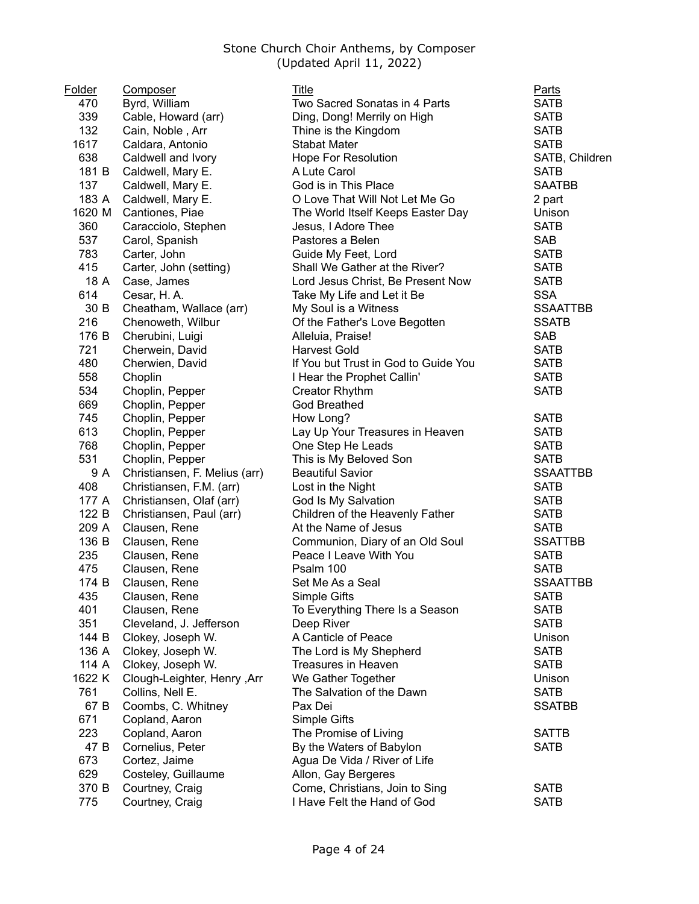Stone Church Choir Anthems, by Composer
(Updated April 11, 2022)

| Folder | Composer | Title | Parts |
|---|---|---|---|
| 470 | Byrd, William | Two Sacred Sonatas in 4 Parts | SATB |
| 339 | Cable, Howard (arr) | Ding, Dong! Merrily on High | SATB |
| 132 | Cain, Noble , Arr | Thine is the Kingdom | SATB |
| 1617 | Caldara, Antonio | Stabat Mater | SATB |
| 638 | Caldwell and Ivory | Hope For Resolution | SATB, Children |
| 181 B | Caldwell, Mary E. | A Lute Carol | SATB |
| 137 | Caldwell, Mary E. | God is in This Place | SAATBB |
| 183 A | Caldwell, Mary E. | O Love That Will Not Let Me Go | 2 part |
| 1620 M | Cantiones, Piae | The World Itself Keeps Easter Day | Unison |
| 360 | Caracciolo, Stephen | Jesus, I Adore Thee | SATB |
| 537 | Carol, Spanish | Pastores a Belen | SAB |
| 783 | Carter, John | Guide My Feet, Lord | SATB |
| 415 | Carter, John (setting) | Shall We Gather at the River? | SATB |
| 18 A | Case, James | Lord Jesus Christ, Be Present Now | SATB |
| 614 | Cesar, H. A. | Take My Life and Let it Be | SSA |
| 30 B | Cheatham, Wallace (arr) | My Soul is a Witness | SSAATTBB |
| 216 | Chenoweth, Wilbur | Of the Father's Love Begotten | SSATB |
| 176 B | Cherubini, Luigi | Alleluia, Praise! | SAB |
| 721 | Cherwein, David | Harvest Gold | SATB |
| 480 | Cherwien, David | If You but Trust in God to Guide You | SATB |
| 558 | Choplin | I Hear the Prophet Callin' | SATB |
| 534 | Choplin, Pepper | Creator Rhythm | SATB |
| 669 | Choplin, Pepper | God Breathed | |
| 745 | Choplin, Pepper | How Long? | SATB |
| 613 | Choplin, Pepper | Lay Up Your Treasures in Heaven | SATB |
| 768 | Choplin, Pepper | One Step He Leads | SATB |
| 531 | Choplin, Pepper | This is My Beloved Son | SATB |
| 9 A | Christiansen, F. Melius (arr) | Beautiful Savior | SSAATTBB |
| 408 | Christiansen, F.M. (arr) | Lost in the Night | SATB |
| 177 A | Christiansen, Olaf (arr) | God Is My Salvation | SATB |
| 122 B | Christiansen, Paul (arr) | Children of the Heavenly Father | SATB |
| 209 A | Clausen, Rene | At the Name of Jesus | SATB |
| 136 B | Clausen, Rene | Communion, Diary of an Old Soul | SSATTBB |
| 235 | Clausen, Rene | Peace I Leave With You | SATB |
| 475 | Clausen, Rene | Psalm 100 | SATB |
| 174 B | Clausen, Rene | Set Me As a Seal | SSAATTBB |
| 435 | Clausen, Rene | Simple Gifts | SATB |
| 401 | Clausen, Rene | To Everything There Is a Season | SATB |
| 351 | Cleveland, J. Jefferson | Deep River | SATB |
| 144 B | Clokey, Joseph W. | A Canticle of Peace | Unison |
| 136 A | Clokey, Joseph W. | The Lord is My Shepherd | SATB |
| 114 A | Clokey, Joseph W. | Treasures in Heaven | SATB |
| 1622 K | Clough-Leighter, Henry ,Arr | We Gather Together | Unison |
| 761 | Collins, Nell E. | The Salvation of the Dawn | SATB |
| 67 B | Coombs, C. Whitney | Pax Dei | SSATBB |
| 671 | Copland, Aaron | Simple Gifts | |
| 223 | Copland, Aaron | The Promise of Living | SATTB |
| 47 B | Cornelius, Peter | By the Waters of Babylon | SATB |
| 673 | Cortez, Jaime | Agua De Vida / River of Life | |
| 629 | Costeley, Guillaume | Allon, Gay Bergeres | |
| 370 B | Courtney, Craig | Come, Christians, Join to Sing | SATB |
| 775 | Courtney, Craig | I Have Felt the Hand of God | SATB |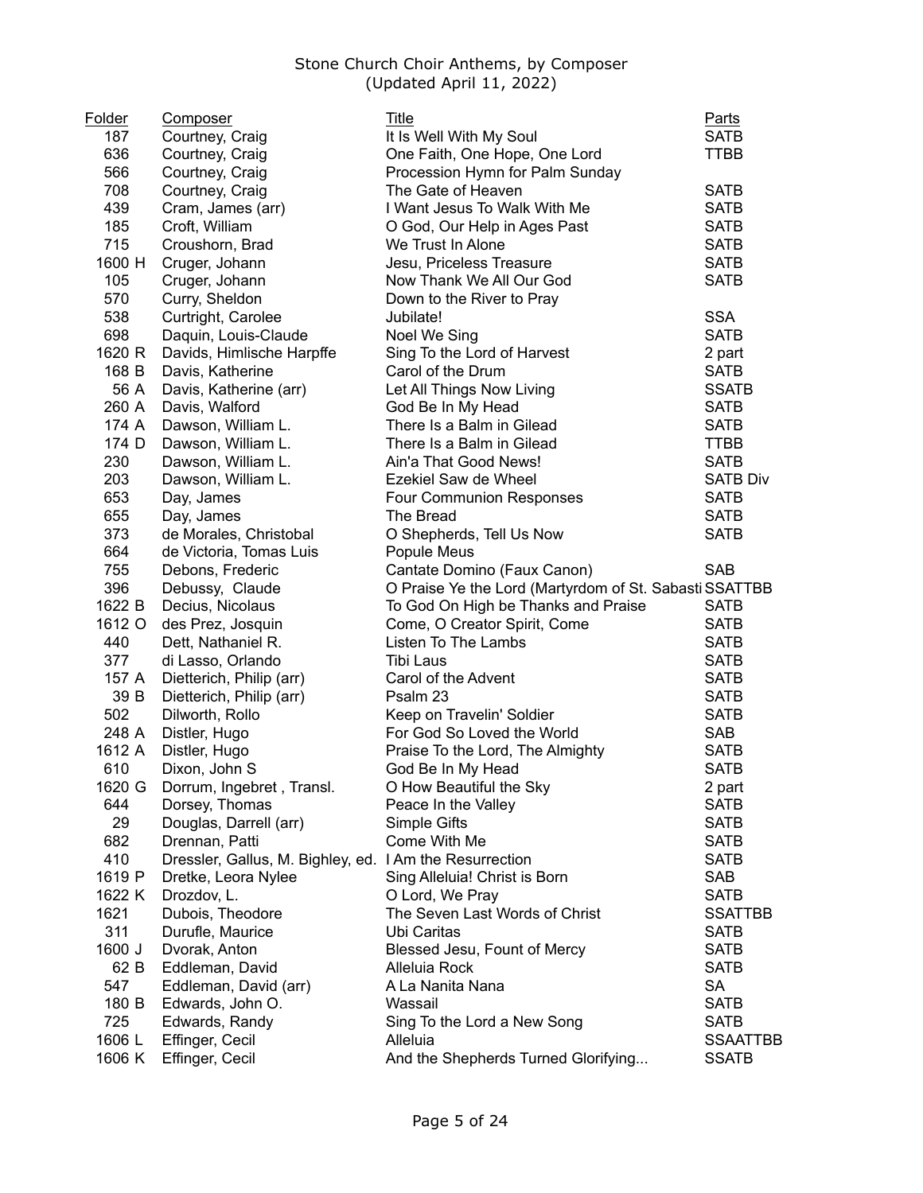Stone Church Choir Anthems, by Composer
(Updated April 11, 2022)

| Folder | Composer | Title | Parts |
|---|---|---|---|
| 187 | Courtney, Craig | It Is Well With My Soul | SATB |
| 636 | Courtney, Craig | One Faith, One Hope, One Lord | TTBB |
| 566 | Courtney, Craig | Procession Hymn for Palm Sunday | |
| 708 | Courtney, Craig | The Gate of Heaven | SATB |
| 439 | Cram, James (arr) | I Want Jesus To Walk With Me | SATB |
| 185 | Croft, William | O God, Our Help in Ages Past | SATB |
| 715 | Croushorn, Brad | We Trust In Alone | SATB |
| 1600 H | Cruger, Johann | Jesu, Priceless Treasure | SATB |
| 105 | Cruger, Johann | Now Thank We All Our God | SATB |
| 570 | Curry, Sheldon | Down to the River to Pray | |
| 538 | Curtright, Carolee | Jubilate! | SSA |
| 698 | Daquin, Louis-Claude | Noel We Sing | SATB |
| 1620 R | Davids, Himlische Harpffe | Sing To the Lord of Harvest | 2 part |
| 168 B | Davis, Katherine | Carol of the Drum | SATB |
| 56 A | Davis, Katherine (arr) | Let All Things Now Living | SSATB |
| 260 A | Davis, Walford | God Be In My Head | SATB |
| 174 A | Dawson, William L. | There Is a Balm in Gilead | SATB |
| 174 D | Dawson, William L. | There Is a Balm in Gilead | TTBB |
| 230 | Dawson, William L. | Ain'a That Good News! | SATB |
| 203 | Dawson, William L. | Ezekiel Saw de Wheel | SATB Div |
| 653 | Day, James | Four Communion Responses | SATB |
| 655 | Day, James | The Bread | SATB |
| 373 | de Morales, Christobal | O Shepherds, Tell Us Now | SATB |
| 664 | de Victoria, Tomas Luis | Popule Meus | |
| 755 | Debons, Frederic | Cantate Domino (Faux Canon) | SAB |
| 396 | Debussy, Claude | O Praise Ye the Lord (Martyrdom of St. Sabasti | SSATTBB |
| 1622 B | Decius, Nicolaus | To God On High be Thanks and Praise | SATB |
| 1612 O | des Prez, Josquin | Come, O Creator Spirit, Come | SATB |
| 440 | Dett, Nathaniel R. | Listen To The Lambs | SATB |
| 377 | di Lasso, Orlando | Tibi Laus | SATB |
| 157 A | Dietterich, Philip (arr) | Carol of the Advent | SATB |
| 39 B | Dietterich, Philip (arr) | Psalm 23 | SATB |
| 502 | Dilworth, Rollo | Keep on Travelin' Soldier | SATB |
| 248 A | Distler, Hugo | For God So Loved the World | SAB |
| 1612 A | Distler, Hugo | Praise To the Lord, The Almighty | SATB |
| 610 | Dixon, John S | God Be In My Head | SATB |
| 1620 G | Dorrum, Ingebret , Transl. | O How Beautiful the Sky | 2 part |
| 644 | Dorsey, Thomas | Peace In the Valley | SATB |
| 29 | Douglas, Darrell (arr) | Simple Gifts | SATB |
| 682 | Drennan, Patti | Come With Me | SATB |
| 410 | Dressler, Gallus, M. Bighley, ed. | I Am the Resurrection | SATB |
| 1619 P | Dretke, Leora Nylee | Sing Alleluia! Christ is Born | SAB |
| 1622 K | Drozdov, L. | O Lord, We Pray | SATB |
| 1621 | Dubois, Theodore | The Seven Last Words of Christ | SSATTBB |
| 311 | Durufle, Maurice | Ubi Caritas | SATB |
| 1600 J | Dvorak, Anton | Blessed Jesu, Fount of Mercy | SATB |
| 62 B | Eddleman, David | Alleluia Rock | SATB |
| 547 | Eddleman, David (arr) | A La Nanita Nana | SA |
| 180 B | Edwards, John O. | Wassail | SATB |
| 725 | Edwards, Randy | Sing To the Lord a New Song | SATB |
| 1606 L | Effinger, Cecil | Alleluia | SSAATTBB |
| 1606 K | Effinger, Cecil | And the Shepherds Turned Glorifying... | SSATB |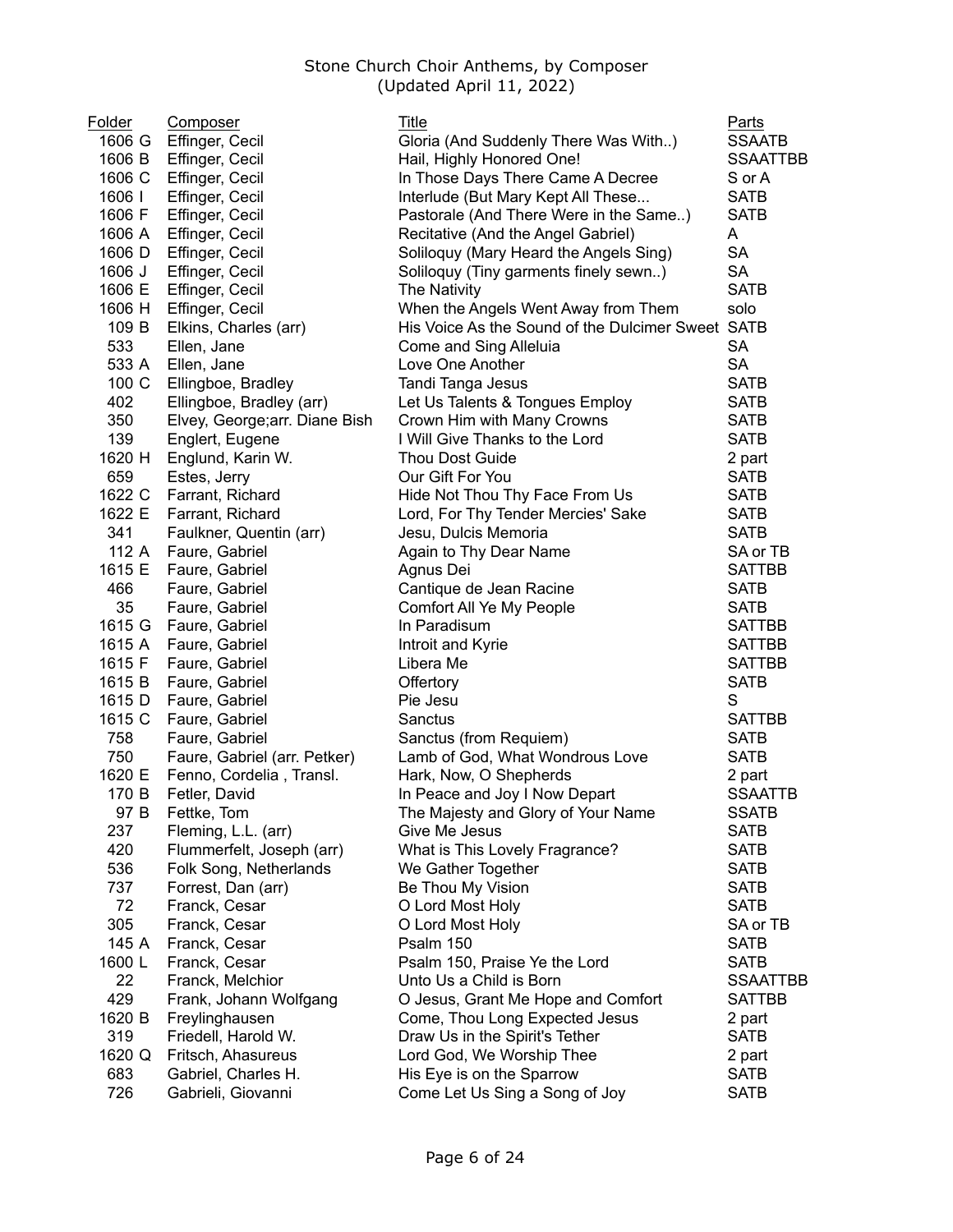Stone Church Choir Anthems, by Composer
(Updated April 11, 2022)

| Folder | Composer | Title | Parts |
|---|---|---|---|
| 1606 G | Effinger, Cecil | Gloria (And Suddenly There Was With..) | SSAATB |
| 1606 B | Effinger, Cecil | Hail, Highly Honored One! | SSAATTBB |
| 1606 C | Effinger, Cecil | In Those Days There Came A Decree | S or A |
| 1606 I | Effinger, Cecil | Interlude (But Mary Kept All These... | SATB |
| 1606 F | Effinger, Cecil | Pastorale (And There Were in the Same..) | SATB |
| 1606 A | Effinger, Cecil | Recitative (And the Angel Gabriel) | A |
| 1606 D | Effinger, Cecil | Soliloquy (Mary Heard the Angels Sing) | SA |
| 1606 J | Effinger, Cecil | Soliloquy (Tiny garments finely sewn..) | SA |
| 1606 E | Effinger, Cecil | The Nativity | SATB |
| 1606 H | Effinger, Cecil | When the Angels Went Away from Them | solo |
| 109 B | Elkins, Charles (arr) | His Voice As the Sound of the Dulcimer Sweet | SATB |
| 533 | Ellen, Jane | Come and Sing Alleluia | SA |
| 533 A | Ellen, Jane | Love One Another | SA |
| 100 C | Ellingboe, Bradley | Tandi Tanga Jesus | SATB |
| 402 | Ellingboe, Bradley (arr) | Let Us Talents & Tongues Employ | SATB |
| 350 | Elvey, George;arr. Diane Bish | Crown Him with Many Crowns | SATB |
| 139 | Englert, Eugene | I Will Give Thanks to the Lord | SATB |
| 1620 H | Englund, Karin W. | Thou Dost Guide | 2 part |
| 659 | Estes, Jerry | Our Gift For You | SATB |
| 1622 C | Farrant, Richard | Hide Not Thou Thy Face From Us | SATB |
| 1622 E | Farrant, Richard | Lord, For Thy Tender Mercies' Sake | SATB |
| 341 | Faulkner, Quentin (arr) | Jesu, Dulcis Memoria | SATB |
| 112 A | Faure, Gabriel | Again to Thy Dear Name | SA or TB |
| 1615 E | Faure, Gabriel | Agnus Dei | SATTBB |
| 466 | Faure, Gabriel | Cantique de Jean Racine | SATB |
| 35 | Faure, Gabriel | Comfort All Ye My People | SATB |
| 1615 G | Faure, Gabriel | In Paradisum | SATTBB |
| 1615 A | Faure, Gabriel | Introit and Kyrie | SATTBB |
| 1615 F | Faure, Gabriel | Libera Me | SATTBB |
| 1615 B | Faure, Gabriel | Offertory | SATB |
| 1615 D | Faure, Gabriel | Pie Jesu | S |
| 1615 C | Faure, Gabriel | Sanctus | SATTBB |
| 758 | Faure, Gabriel | Sanctus (from Requiem) | SATB |
| 750 | Faure, Gabriel (arr. Petker) | Lamb of God, What Wondrous Love | SATB |
| 1620 E | Fenno, Cordelia , Transl. | Hark, Now, O Shepherds | 2 part |
| 170 B | Fetler, David | In Peace and Joy I Now Depart | SSAATTB |
| 97 B | Fettke, Tom | The Majesty and Glory of Your Name | SSATB |
| 237 | Fleming, L.L. (arr) | Give Me Jesus | SATB |
| 420 | Flummerfelt, Joseph (arr) | What is This Lovely Fragrance? | SATB |
| 536 | Folk Song, Netherlands | We Gather Together | SATB |
| 737 | Forrest, Dan (arr) | Be Thou My Vision | SATB |
| 72 | Franck, Cesar | O Lord Most Holy | SATB |
| 305 | Franck, Cesar | O Lord Most Holy | SA or TB |
| 145 A | Franck, Cesar | Psalm 150 | SATB |
| 1600 L | Franck, Cesar | Psalm 150, Praise Ye the Lord | SATB |
| 22 | Franck, Melchior | Unto Us a Child is Born | SSAATTBB |
| 429 | Frank, Johann Wolfgang | O Jesus, Grant Me Hope and Comfort | SATTBB |
| 1620 B | Freylinghausen | Come, Thou Long Expected Jesus | 2 part |
| 319 | Friedell, Harold W. | Draw Us in the Spirit's Tether | SATB |
| 1620 Q | Fritsch, Ahasureus | Lord God, We Worship Thee | 2 part |
| 683 | Gabriel, Charles H. | His Eye is on the Sparrow | SATB |
| 726 | Gabrieli, Giovanni | Come Let Us Sing a Song of Joy | SATB |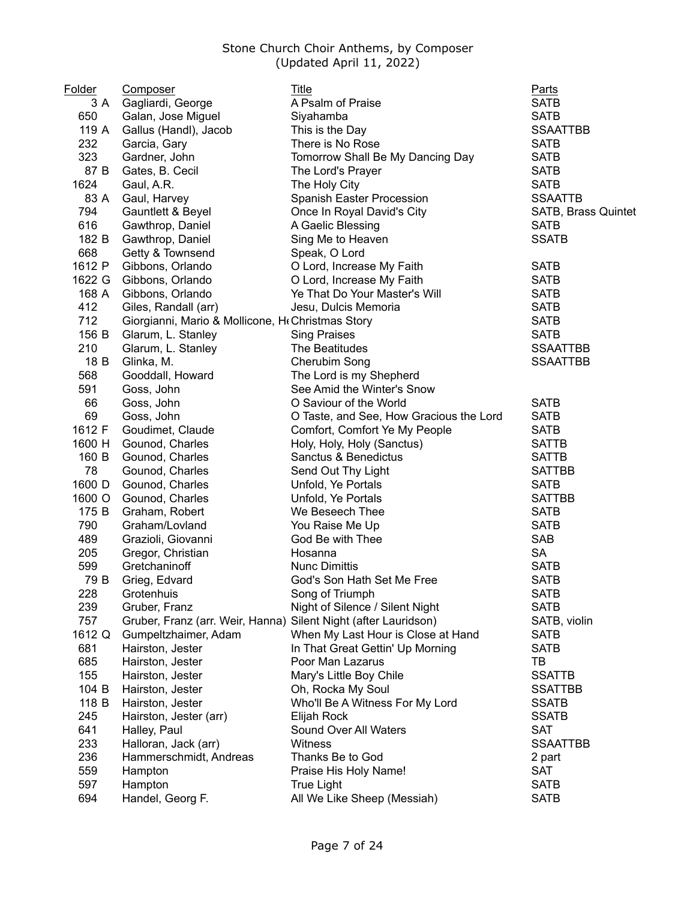Stone Church Choir Anthems, by Composer
(Updated April 11, 2022)

| Folder | Composer | Title | Parts |
|---|---|---|---|
| 3 A | Gagliardi, George | A Psalm of Praise | SATB |
| 650 | Galan, Jose Miguel | Siyahamba | SATB |
| 119 A | Gallus (Handl), Jacob | This is the Day | SSAATTBB |
| 232 | Garcia, Gary | There is No Rose | SATB |
| 323 | Gardner, John | Tomorrow Shall Be My Dancing Day | SATB |
| 87 B | Gates, B. Cecil | The Lord's Prayer | SATB |
| 1624 | Gaul, A.R. | The Holy City | SATB |
| 83 A | Gaul, Harvey | Spanish Easter Procession | SSAATTB |
| 794 | Gauntlett & Beyel | Once In Royal David's City | SATB, Brass Quintet |
| 616 | Gawthrop, Daniel | A Gaelic Blessing | SATB |
| 182 B | Gawthrop, Daniel | Sing Me to Heaven | SSATB |
| 668 | Getty & Townsend | Speak, O Lord | |
| 1612 P | Gibbons, Orlando | O Lord, Increase My Faith | SATB |
| 1622 G | Gibbons, Orlando | O Lord, Increase My Faith | SATB |
| 168 A | Gibbons, Orlando | Ye That Do Your Master's Will | SATB |
| 412 | Giles, Randall (arr) | Jesu, Dulcis Memoria | SATB |
| 712 | Giorgianni, Mario & Mollicone, H | Christmas Story | SATB |
| 156 B | Glarum, L. Stanley | Sing Praises | SATB |
| 210 | Glarum, L. Stanley | The Beatitudes | SSAATTBB |
| 18 B | Glinka, M. | Cherubim Song | SSAATTBB |
| 568 | Gooddall, Howard | The Lord is my Shepherd | |
| 591 | Goss, John | See Amid the Winter's Snow | |
| 66 | Goss, John | O Saviour of the World | SATB |
| 69 | Goss, John | O Taste, and See, How Gracious the Lord | SATB |
| 1612 F | Goudimet, Claude | Comfort, Comfort Ye My People | SATB |
| 1600 H | Gounod, Charles | Holy, Holy, Holy (Sanctus) | SATTB |
| 160 B | Gounod, Charles | Sanctus & Benedictus | SATTB |
| 78 | Gounod, Charles | Send Out Thy Light | SATTBB |
| 1600 D | Gounod, Charles | Unfold, Ye Portals | SATB |
| 1600 O | Gounod, Charles | Unfold, Ye Portals | SATTBB |
| 175 B | Graham, Robert | We Beseech Thee | SATB |
| 790 | Graham/Lovland | You Raise Me Up | SATB |
| 489 | Grazioli, Giovanni | God Be with Thee | SAB |
| 205 | Gregor, Christian | Hosanna | SA |
| 599 | Gretchaninoff | Nunc Dimittis | SATB |
| 79 B | Grieg, Edvard | God's Son Hath Set Me Free | SATB |
| 228 | Grotenhuis | Song of Triumph | SATB |
| 239 | Gruber, Franz | Night of Silence / Silent Night | SATB |
| 757 | Gruber, Franz (arr. Weir, Hanna) | Silent Night (after Lauridson) | SATB, violin |
| 1612 Q | Gumpeltzhaimer, Adam | When My Last Hour is Close at Hand | SATB |
| 681 | Hairston, Jester | In That Great Gettin' Up Morning | SATB |
| 685 | Hairston, Jester | Poor Man Lazarus | TB |
| 155 | Hairston, Jester | Mary's Little Boy Chile | SSATTB |
| 104 B | Hairston, Jester | Oh, Rocka My Soul | SSATTBB |
| 118 B | Hairston, Jester | Who'll Be A Witness For My Lord | SSATB |
| 245 | Hairston, Jester (arr) | Elijah Rock | SSATB |
| 641 | Halley, Paul | Sound Over All Waters | SAT |
| 233 | Halloran, Jack (arr) | Witness | SSAATTBB |
| 236 | Hammerschmidt, Andreas | Thanks Be to God | 2 part |
| 559 | Hampton | Praise His Holy Name! | SAT |
| 597 | Hampton | True Light | SATB |
| 694 | Handel, Georg F. | All We Like Sheep (Messiah) | SATB |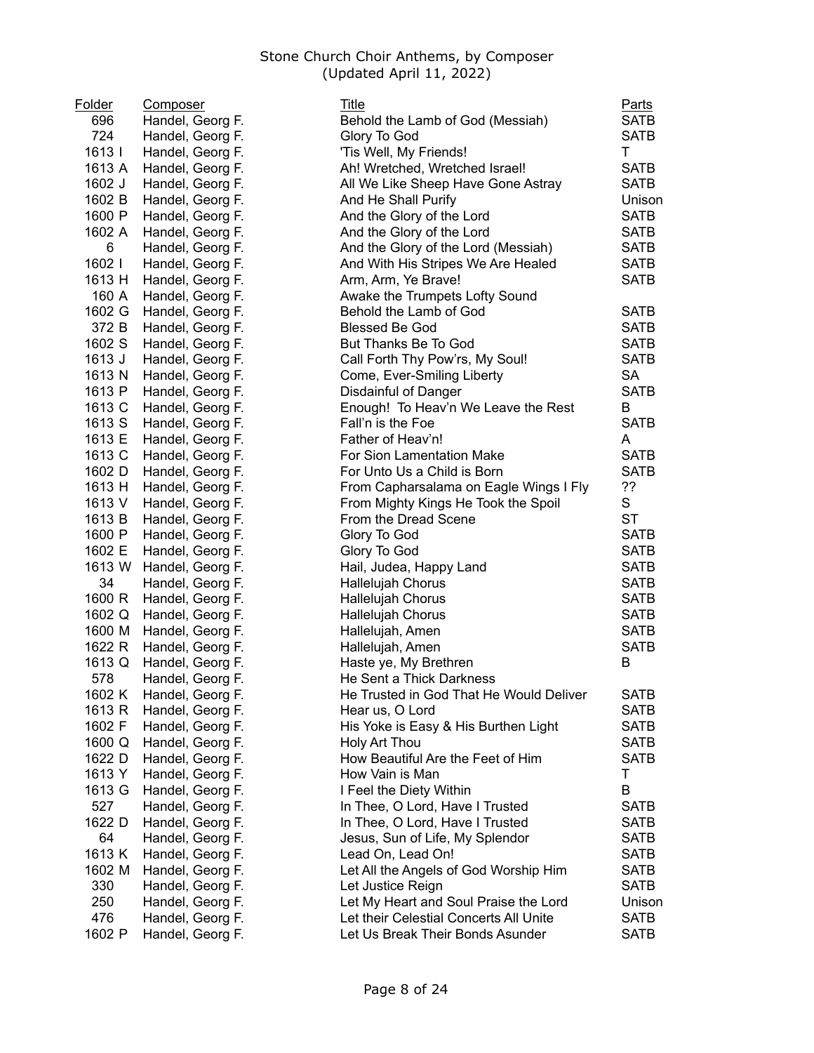Stone Church Choir Anthems, by Composer
(Updated April 11, 2022)

| Folder | Composer | Title | Parts |
|---|---|---|---|
| 696 | Handel, Georg F. | Behold the Lamb of God (Messiah) | SATB |
| 724 | Handel, Georg F. | Glory To God | SATB |
| 1613 I | Handel, Georg F. | 'Tis Well, My Friends! | T |
| 1613 A | Handel, Georg F. | Ah! Wretched, Wretched Israel! | SATB |
| 1602 J | Handel, Georg F. | All We Like Sheep Have Gone Astray | SATB |
| 1602 B | Handel, Georg F. | And He Shall Purify | Unison |
| 1600 P | Handel, Georg F. | And the Glory of the Lord | SATB |
| 1602 A | Handel, Georg F. | And the Glory of the Lord | SATB |
| 6 | Handel, Georg F. | And the Glory of the Lord (Messiah) | SATB |
| 1602 I | Handel, Georg F. | And With His Stripes We Are Healed | SATB |
| 1613 H | Handel, Georg F. | Arm, Arm, Ye Brave! | SATB |
| 160 A | Handel, Georg F. | Awake the Trumpets Lofty Sound | |
| 1602 G | Handel, Georg F. | Behold the Lamb of God | SATB |
| 372 B | Handel, Georg F. | Blessed Be God | SATB |
| 1602 S | Handel, Georg F. | But Thanks Be To God | SATB |
| 1613 J | Handel, Georg F. | Call Forth Thy Pow'rs, My Soul! | SATB |
| 1613 N | Handel, Georg F. | Come, Ever-Smiling Liberty | SA |
| 1613 P | Handel, Georg F. | Disdainful of Danger | SATB |
| 1613 C | Handel, Georg F. | Enough! To Heav'n We Leave the Rest | B |
| 1613 S | Handel, Georg F. | Fall'n is the Foe | SATB |
| 1613 E | Handel, Georg F. | Father of Heav'n! | A |
| 1613 C | Handel, Georg F. | For Sion Lamentation Make | SATB |
| 1602 D | Handel, Georg F. | For Unto Us a Child is Born | SATB |
| 1613 H | Handel, Georg F. | From Capharsalama on Eagle Wings I Fly | ?? |
| 1613 V | Handel, Georg F. | From Mighty Kings He Took the Spoil | S |
| 1613 B | Handel, Georg F. | From the Dread Scene | ST |
| 1600 P | Handel, Georg F. | Glory To God | SATB |
| 1602 E | Handel, Georg F. | Glory To God | SATB |
| 1613 W | Handel, Georg F. | Hail, Judea, Happy Land | SATB |
| 34 | Handel, Georg F. | Hallelujah Chorus | SATB |
| 1600 R | Handel, Georg F. | Hallelujah Chorus | SATB |
| 1602 Q | Handel, Georg F. | Hallelujah Chorus | SATB |
| 1600 M | Handel, Georg F. | Hallelujah, Amen | SATB |
| 1622 R | Handel, Georg F. | Hallelujah, Amen | SATB |
| 1613 Q | Handel, Georg F. | Haste ye, My Brethren | B |
| 578 | Handel, Georg F. | He Sent a Thick Darkness | |
| 1602 K | Handel, Georg F. | He Trusted in God That He Would Deliver | SATB |
| 1613 R | Handel, Georg F. | Hear us, O Lord | SATB |
| 1602 F | Handel, Georg F. | His Yoke is Easy & His Burthen Light | SATB |
| 1600 Q | Handel, Georg F. | Holy Art Thou | SATB |
| 1622 D | Handel, Georg F. | How Beautiful Are the Feet of Him | SATB |
| 1613 Y | Handel, Georg F. | How Vain is Man | T |
| 1613 G | Handel, Georg F. | I Feel the Diety Within | B |
| 527 | Handel, Georg F. | In Thee, O Lord, Have I Trusted | SATB |
| 1622 D | Handel, Georg F. | In Thee, O Lord, Have I Trusted | SATB |
| 64 | Handel, Georg F. | Jesus, Sun of Life, My Splendor | SATB |
| 1613 K | Handel, Georg F. | Lead On, Lead On! | SATB |
| 1602 M | Handel, Georg F. | Let All the Angels of God Worship Him | SATB |
| 330 | Handel, Georg F. | Let Justice Reign | SATB |
| 250 | Handel, Georg F. | Let My Heart and Soul Praise the Lord | Unison |
| 476 | Handel, Georg F. | Let their Celestial Concerts All Unite | SATB |
| 1602 P | Handel, Georg F. | Let Us Break Their Bonds Asunder | SATB |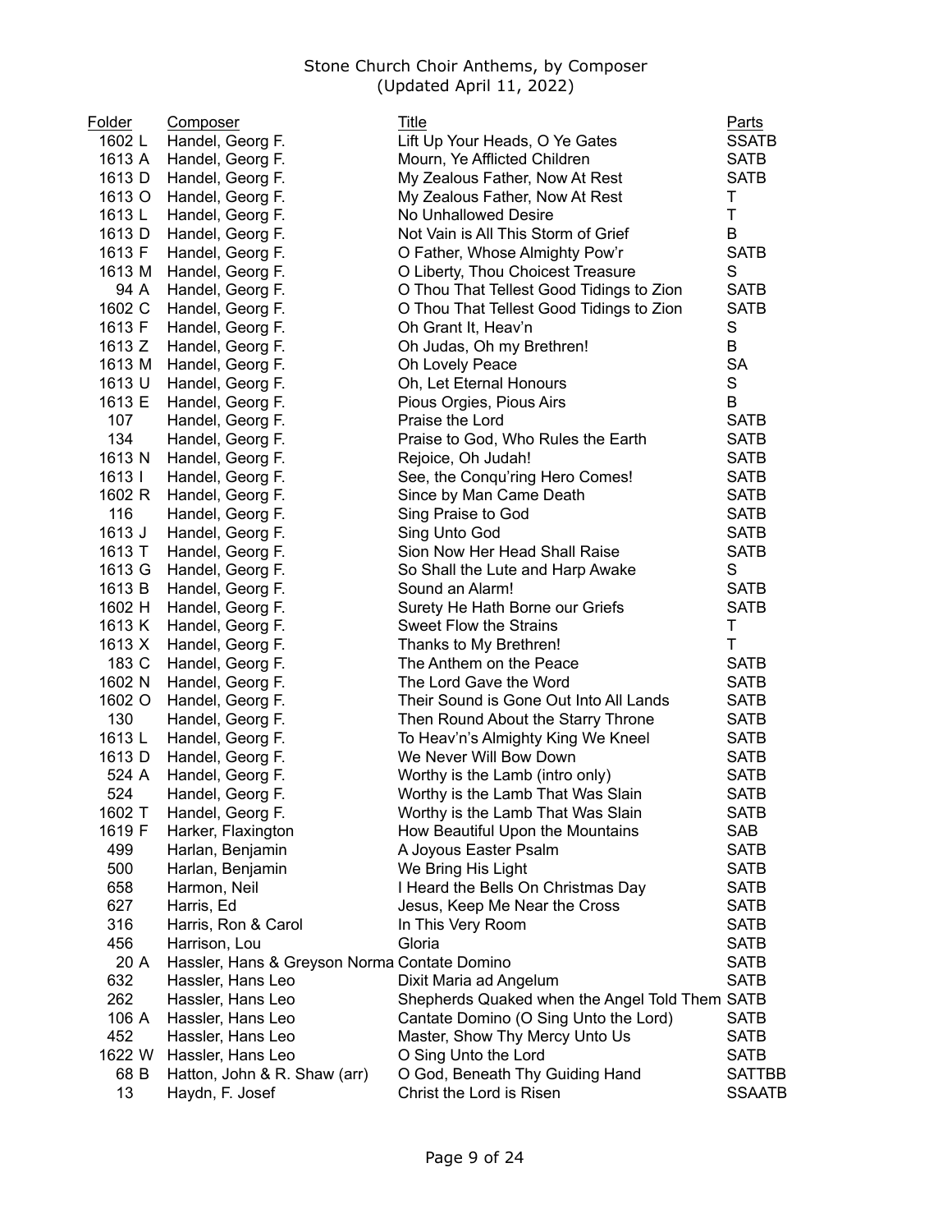Stone Church Choir Anthems, by Composer
(Updated April 11, 2022)

| Folder | Composer | Title | Parts |
|---|---|---|---|
| 1602 L | Handel, Georg F. | Lift Up Your Heads, O Ye Gates | SSATB |
| 1613 A | Handel, Georg F. | Mourn, Ye Afflicted Children | SATB |
| 1613 D | Handel, Georg F. | My Zealous Father, Now At Rest | SATB |
| 1613 O | Handel, Georg F. | My Zealous Father, Now At Rest | T |
| 1613 L | Handel, Georg F. | No Unhallowed Desire | T |
| 1613 D | Handel, Georg F. | Not Vain is All This Storm of Grief | B |
| 1613 F | Handel, Georg F. | O Father, Whose Almighty Pow'r | SATB |
| 1613 M | Handel, Georg F. | O Liberty, Thou Choicest Treasure | S |
| 94 A | Handel, Georg F. | O Thou That Tellest Good Tidings to Zion | SATB |
| 1602 C | Handel, Georg F. | O Thou That Tellest Good Tidings to Zion | SATB |
| 1613 F | Handel, Georg F. | Oh Grant It, Heav'n | S |
| 1613 Z | Handel, Georg F. | Oh Judas, Oh my Brethren! | B |
| 1613 M | Handel, Georg F. | Oh Lovely Peace | SA |
| 1613 U | Handel, Georg F. | Oh, Let Eternal Honours | S |
| 1613 E | Handel, Georg F. | Pious Orgies, Pious Airs | B |
| 107 | Handel, Georg F. | Praise the Lord | SATB |
| 134 | Handel, Georg F. | Praise to God, Who Rules the Earth | SATB |
| 1613 N | Handel, Georg F. | Rejoice, Oh Judah! | SATB |
| 1613 I | Handel, Georg F. | See, the Conqu'ring Hero Comes! | SATB |
| 1602 R | Handel, Georg F. | Since by Man Came Death | SATB |
| 116 | Handel, Georg F. | Sing Praise to God | SATB |
| 1613 J | Handel, Georg F. | Sing Unto God | SATB |
| 1613 T | Handel, Georg F. | Sion Now Her Head Shall Raise | SATB |
| 1613 G | Handel, Georg F. | So Shall the Lute and Harp Awake | S |
| 1613 B | Handel, Georg F. | Sound an Alarm! | SATB |
| 1602 H | Handel, Georg F. | Surety He Hath Borne our Griefs | SATB |
| 1613 K | Handel, Georg F. | Sweet Flow the Strains | T |
| 1613 X | Handel, Georg F. | Thanks to My Brethren! | T |
| 183 C | Handel, Georg F. | The Anthem on the Peace | SATB |
| 1602 N | Handel, Georg F. | The Lord Gave the Word | SATB |
| 1602 O | Handel, Georg F. | Their Sound is Gone Out Into All Lands | SATB |
| 130 | Handel, Georg F. | Then Round About the Starry Throne | SATB |
| 1613 L | Handel, Georg F. | To Heav'n's Almighty King We Kneel | SATB |
| 1613 D | Handel, Georg F. | We Never Will Bow Down | SATB |
| 524 A | Handel, Georg F. | Worthy is the Lamb (intro only) | SATB |
| 524 | Handel, Georg F. | Worthy is the Lamb That Was Slain | SATB |
| 1602 T | Handel, Georg F. | Worthy is the Lamb That Was Slain | SATB |
| 1619 F | Harker, Flaxington | How Beautiful Upon the Mountains | SAB |
| 499 | Harlan, Benjamin | A Joyous Easter Psalm | SATB |
| 500 | Harlan, Benjamin | We Bring His Light | SATB |
| 658 | Harmon, Neil | I Heard the Bells On Christmas Day | SATB |
| 627 | Harris, Ed | Jesus, Keep Me Near the Cross | SATB |
| 316 | Harris, Ron & Carol | In This Very Room | SATB |
| 456 | Harrison, Lou | Gloria | SATB |
| 20 A | Hassler, Hans & Greyson Norma | Contate Domino | SATB |
| 632 | Hassler, Hans Leo | Dixit Maria ad Angelum | SATB |
| 262 | Hassler, Hans Leo | Shepherds Quaked when the Angel Told Them | SATB |
| 106 A | Hassler, Hans Leo | Cantate Domino (O Sing Unto the Lord) | SATB |
| 452 | Hassler, Hans Leo | Master, Show Thy Mercy Unto Us | SATB |
| 1622 W | Hassler, Hans Leo | O Sing Unto the Lord | SATB |
| 68 B | Hatton, John & R. Shaw (arr) | O God, Beneath Thy Guiding Hand | SATTBB |
| 13 | Haydn, F. Josef | Christ the Lord is Risen | SSAATB |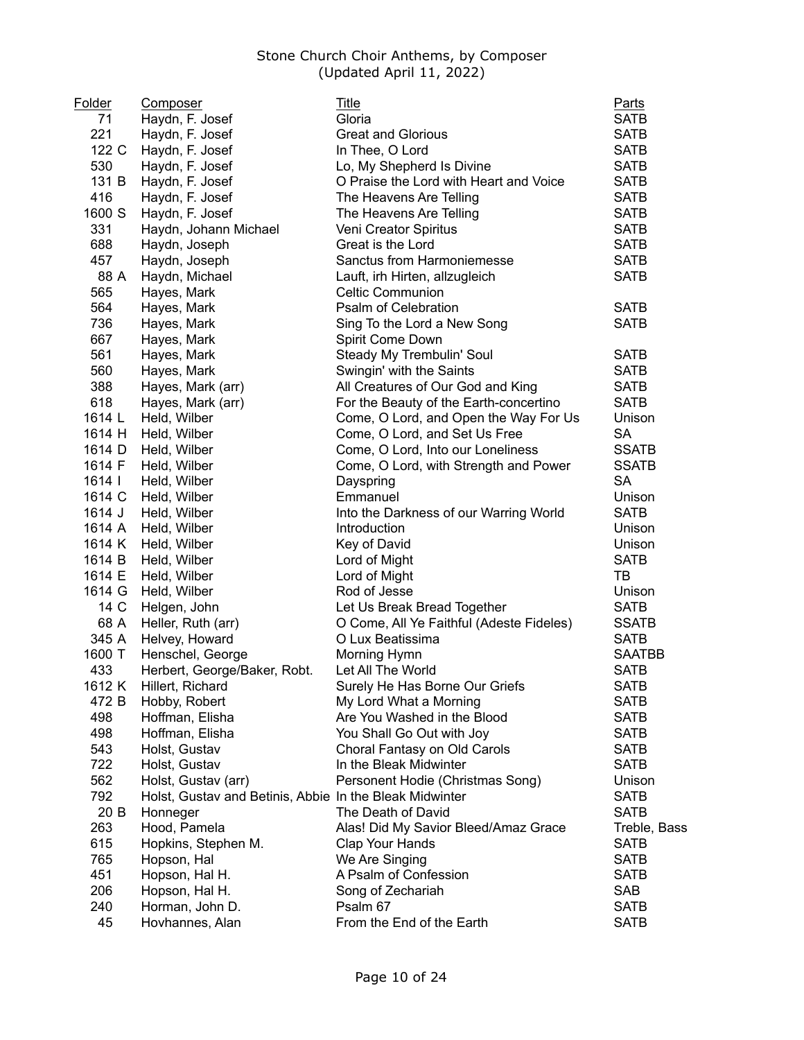Stone Church Choir Anthems, by Composer
(Updated April 11, 2022)

| Folder | Composer | Title | Parts |
|---|---|---|---|
| 71 | Haydn, F. Josef | Gloria | SATB |
| 221 | Haydn, F. Josef | Great and Glorious | SATB |
| 122 C | Haydn, F. Josef | In Thee, O Lord | SATB |
| 530 | Haydn, F. Josef | Lo, My Shepherd Is Divine | SATB |
| 131 B | Haydn, F. Josef | O Praise the Lord with Heart and Voice | SATB |
| 416 | Haydn, F. Josef | The Heavens Are Telling | SATB |
| 1600 S | Haydn, F. Josef | The Heavens Are Telling | SATB |
| 331 | Haydn, Johann Michael | Veni Creator Spiritus | SATB |
| 688 | Haydn, Joseph | Great is the Lord | SATB |
| 457 | Haydn, Joseph | Sanctus from Harmoniemesse | SATB |
| 88 A | Haydn, Michael | Lauft, irh Hirten, allzugleich | SATB |
| 565 | Hayes, Mark | Celtic Communion | |
| 564 | Hayes, Mark | Psalm of Celebration | SATB |
| 736 | Hayes, Mark | Sing To the Lord a New Song | SATB |
| 667 | Hayes, Mark | Spirit Come Down | |
| 561 | Hayes, Mark | Steady My Trembulin' Soul | SATB |
| 560 | Hayes, Mark | Swingin' with the Saints | SATB |
| 388 | Hayes, Mark (arr) | All Creatures of Our God and King | SATB |
| 618 | Hayes, Mark (arr) | For the Beauty of the Earth-concertino | SATB |
| 1614 L | Held, Wilber | Come, O Lord, and Open the Way For Us | Unison |
| 1614 H | Held, Wilber | Come, O Lord, and Set Us Free | SA |
| 1614 D | Held, Wilber | Come, O Lord, Into our Loneliness | SSATB |
| 1614 F | Held, Wilber | Come, O Lord, with Strength and Power | SSATB |
| 1614 I | Held, Wilber | Dayspring | SA |
| 1614 C | Held, Wilber | Emmanuel | Unison |
| 1614 J | Held, Wilber | Into the Darkness of our Warring World | SATB |
| 1614 A | Held, Wilber | Introduction | Unison |
| 1614 K | Held, Wilber | Key of David | Unison |
| 1614 B | Held, Wilber | Lord of Might | SATB |
| 1614 E | Held, Wilber | Lord of Might | TB |
| 1614 G | Held, Wilber | Rod of Jesse | Unison |
| 14 C | Helgen, John | Let Us Break Bread Together | SATB |
| 68 A | Heller, Ruth (arr) | O Come, All Ye Faithful (Adeste Fideles) | SSATB |
| 345 A | Helvey, Howard | O Lux Beatissima | SATB |
| 1600 T | Henschel, George | Morning Hymn | SAATBB |
| 433 | Herbert, George/Baker, Robt. | Let All The World | SATB |
| 1612 K | Hillert, Richard | Surely He Has Borne Our Griefs | SATB |
| 472 B | Hobby, Robert | My Lord What a Morning | SATB |
| 498 | Hoffman, Elisha | Are You Washed in the Blood | SATB |
| 498 | Hoffman, Elisha | You Shall Go Out with Joy | SATB |
| 543 | Holst, Gustav | Choral Fantasy on Old Carols | SATB |
| 722 | Holst, Gustav | In the Bleak Midwinter | SATB |
| 562 | Holst, Gustav (arr) | Personent Hodie (Christmas Song) | Unison |
| 792 | Holst, Gustav and Betinis, Abbie | In the Bleak Midwinter | SATB |
| 20 B | Honneger | The Death of David | SATB |
| 263 | Hood, Pamela | Alas! Did My Savior Bleed/Amaz Grace | Treble, Bass |
| 615 | Hopkins, Stephen M. | Clap Your Hands | SATB |
| 765 | Hopson, Hal | We Are Singing | SATB |
| 451 | Hopson, Hal H. | A Psalm of Confession | SATB |
| 206 | Hopson, Hal H. | Song of Zechariah | SAB |
| 240 | Horman, John D. | Psalm 67 | SATB |
| 45 | Hovhannes, Alan | From the End of the Earth | SATB |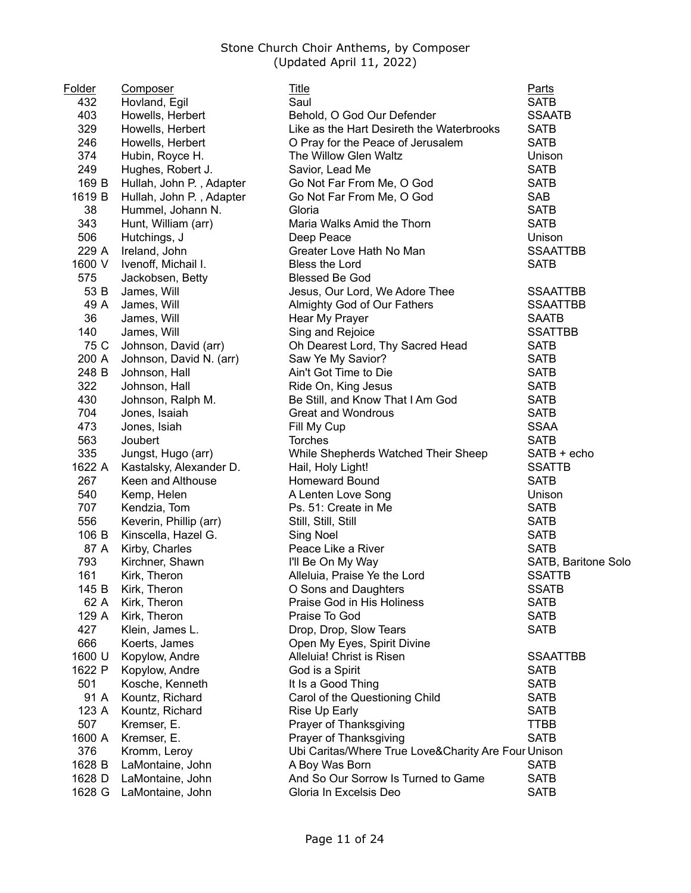Stone Church Choir Anthems, by Composer
(Updated April 11, 2022)

| Folder | Composer | Title | Parts |
|---|---|---|---|
| 432 | Hovland, Egil | Saul | SATB |
| 403 | Howells, Herbert | Behold, O God Our Defender | SSAATB |
| 329 | Howells, Herbert | Like as the Hart Desireth the Waterbrooks | SATB |
| 246 | Howells, Herbert | O Pray for the Peace of Jerusalem | SATB |
| 374 | Hubin, Royce H. | The Willow Glen Waltz | Unison |
| 249 | Hughes, Robert J. | Savior, Lead Me | SATB |
| 169 B | Hullah, John P. , Adapter | Go Not Far From Me, O God | SATB |
| 1619 B | Hullah, John P. , Adapter | Go Not Far From Me, O God | SAB |
| 38 | Hummel, Johann N. | Gloria | SATB |
| 343 | Hunt, William (arr) | Maria Walks Amid the Thorn | SATB |
| 506 | Hutchings, J | Deep Peace | Unison |
| 229 A | Ireland, John | Greater Love Hath No Man | SSAATTBB |
| 1600 V | Ivenoff, Michail I. | Bless the Lord | SATB |
| 575 | Jackobsen, Betty | Blessed Be God | |
| 53 B | James, Will | Jesus, Our Lord, We Adore Thee | SSAATTBB |
| 49 A | James, Will | Almighty God of Our Fathers | SSAATTBB |
| 36 | James, Will | Hear My Prayer | SAATB |
| 140 | James, Will | Sing and Rejoice | SSATTBB |
| 75 C | Johnson, David (arr) | Oh Dearest Lord, Thy Sacred Head | SATB |
| 200 A | Johnson, David N. (arr) | Saw Ye My Savior? | SATB |
| 248 B | Johnson, Hall | Ain't Got Time to Die | SATB |
| 322 | Johnson, Hall | Ride On, King Jesus | SATB |
| 430 | Johnson, Ralph M. | Be Still, and Know That I Am God | SATB |
| 704 | Jones, Isaiah | Great and Wondrous | SATB |
| 473 | Jones, Isiah | Fill My Cup | SSAA |
| 563 | Joubert | Torches | SATB |
| 335 | Jungst, Hugo (arr) | While Shepherds Watched Their Sheep | SATB + echo |
| 1622 A | Kastalsky, Alexander D. | Hail, Holy Light! | SSATTB |
| 267 | Keen and Althouse | Homeward Bound | SATB |
| 540 | Kemp, Helen | A Lenten Love Song | Unison |
| 707 | Kendzia, Tom | Ps. 51: Create in Me | SATB |
| 556 | Keverin, Phillip (arr) | Still, Still, Still | SATB |
| 106 B | Kinscella, Hazel G. | Sing Noel | SATB |
| 87 A | Kirby, Charles | Peace Like a River | SATB |
| 793 | Kirchner, Shawn | I'll Be On My Way | SATB, Baritone Solo |
| 161 | Kirk, Theron | Alleluia, Praise Ye the Lord | SSATTB |
| 145 B | Kirk, Theron | O Sons and Daughters | SSATB |
| 62 A | Kirk, Theron | Praise God in His Holiness | SATB |
| 129 A | Kirk, Theron | Praise To God | SATB |
| 427 | Klein, James L. | Drop, Drop, Slow Tears | SATB |
| 666 | Koerts, James | Open My Eyes, Spirit Divine | |
| 1600 U | Kopylow, Andre | Alleluia! Christ is Risen | SSAATTBB |
| 1622 P | Kopylow, Andre | God is a Spirit | SATB |
| 501 | Kosche, Kenneth | It Is a Good Thing | SATB |
| 91 A | Kountz, Richard | Carol of the Questioning Child | SATB |
| 123 A | Kountz, Richard | Rise Up Early | SATB |
| 507 | Kremser, E. | Prayer of Thanksgiving | TTBB |
| 1600 A | Kremser, E. | Prayer of Thanksgiving | SATB |
| 376 | Kromm, Leroy | Ubi Caritas/Where True Love&Charity Are Four | Unison |
| 1628 B | LaMontaine, John | A Boy Was Born | SATB |
| 1628 D | LaMontaine, John | And So Our Sorrow Is Turned to Game | SATB |
| 1628 G | LaMontaine, John | Gloria In Excelsis Deo | SATB |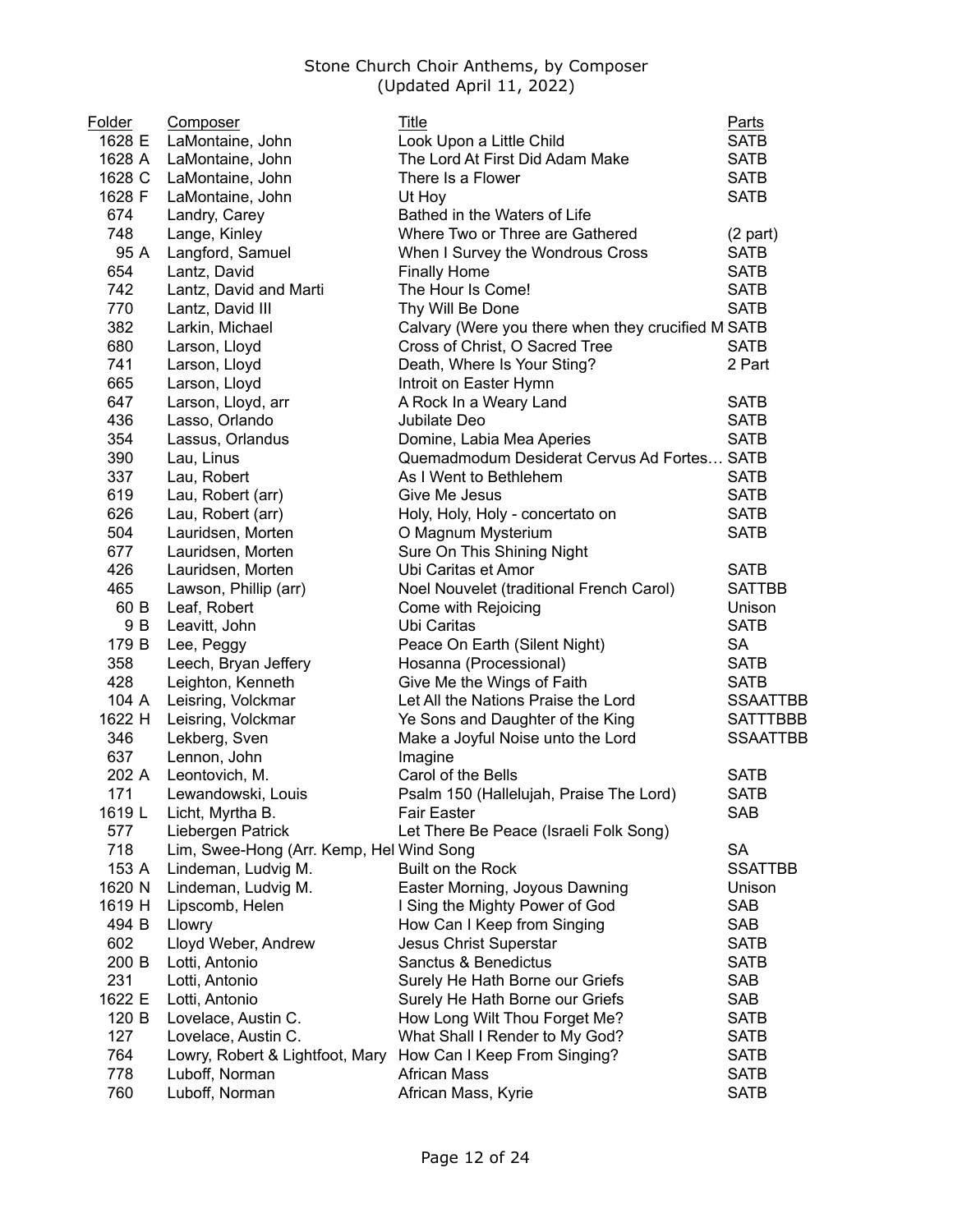Stone Church Choir Anthems, by Composer
(Updated April 11, 2022)

| Folder | Composer | Title | Parts |
|---|---|---|---|
| 1628 E | LaMontaine, John | Look Upon a Little Child | SATB |
| 1628 A | LaMontaine, John | The Lord At First Did Adam Make | SATB |
| 1628 C | LaMontaine, John | There Is a Flower | SATB |
| 1628 F | LaMontaine, John | Ut Hoy | SATB |
| 674 | Landry, Carey | Bathed in the Waters of Life | |
| 748 | Lange, Kinley | Where Two or Three are Gathered | (2 part) |
| 95 A | Langford, Samuel | When I Survey the Wondrous Cross | SATB |
| 654 | Lantz, David | Finally Home | SATB |
| 742 | Lantz, David and Marti | The Hour Is Come! | SATB |
| 770 | Lantz, David III | Thy Will Be Done | SATB |
| 382 | Larkin, Michael | Calvary (Were you there when they crucified M | SATB |
| 680 | Larson, Lloyd | Cross of Christ, O Sacred Tree | SATB |
| 741 | Larson, Lloyd | Death, Where Is Your Sting? | 2 Part |
| 665 | Larson, Lloyd | Introit on Easter Hymn | |
| 647 | Larson, Lloyd, arr | A Rock In a Weary Land | SATB |
| 436 | Lasso, Orlando | Jubilate Deo | SATB |
| 354 | Lassus, Orlandus | Domine, Labia Mea Aperies | SATB |
| 390 | Lau, Linus | Quemadmodum Desiderat Cervus Ad Fortes… | SATB |
| 337 | Lau, Robert | As I Went to Bethlehem | SATB |
| 619 | Lau, Robert (arr) | Give Me Jesus | SATB |
| 626 | Lau, Robert (arr) | Holy, Holy, Holy - concertato on | SATB |
| 504 | Lauridsen, Morten | O Magnum Mysterium | SATB |
| 677 | Lauridsen, Morten | Sure On This Shining Night | |
| 426 | Lauridsen, Morten | Ubi Caritas et Amor | SATB |
| 465 | Lawson, Phillip (arr) | Noel Nouvelet (traditional French Carol) | SATTBB |
| 60 B | Leaf, Robert | Come with Rejoicing | Unison |
| 9 B | Leavitt, John | Ubi Caritas | SATB |
| 179 B | Lee, Peggy | Peace On Earth (Silent Night) | SA |
| 358 | Leech, Bryan Jeffery | Hosanna (Processional) | SATB |
| 428 | Leighton, Kenneth | Give Me the Wings of Faith | SATB |
| 104 A | Leisring, Volckmar | Let All the Nations Praise the Lord | SSAATTBB |
| 1622 H | Leisring, Volckmar | Ye Sons and Daughter of the King | SATTBBB |
| 346 | Lekberg, Sven | Make a Joyful Noise unto the Lord | SSAATTBB |
| 637 | Lennon, John | Imagine | |
| 202 A | Leontovich, M. | Carol of the Bells | SATB |
| 171 | Lewandowski, Louis | Psalm 150 (Hallelujah, Praise The Lord) | SATB |
| 1619 L | Licht, Myrtha B. | Fair Easter | SAB |
| 577 | Liebergen Patrick | Let There Be Peace (Israeli Folk Song) | |
| 718 | Lim, Swee-Hong (Arr. Kemp, Hel | Wind Song | SA |
| 153 A | Lindeman, Ludvig M. | Built on the Rock | SSATTBB |
| 1620 N | Lindeman, Ludvig M. | Easter Morning, Joyous Dawning | Unison |
| 1619 H | Lipscomb, Helen | I Sing the Mighty Power of God | SAB |
| 494 B | Llowry | How Can I Keep from Singing | SAB |
| 602 | Lloyd Weber, Andrew | Jesus Christ Superstar | SATB |
| 200 B | Lotti, Antonio | Sanctus & Benedictus | SATB |
| 231 | Lotti, Antonio | Surely He Hath Borne our Griefs | SAB |
| 1622 E | Lotti, Antonio | Surely He Hath Borne our Griefs | SAB |
| 120 B | Lovelace, Austin C. | How Long Wilt Thou Forget Me? | SATB |
| 127 | Lovelace, Austin C. | What Shall I Render to My God? | SATB |
| 764 | Lowry, Robert & Lightfoot, Mary | How Can I Keep From Singing? | SATB |
| 778 | Luboff, Norman | African Mass | SATB |
| 760 | Luboff, Norman | African Mass, Kyrie | SATB |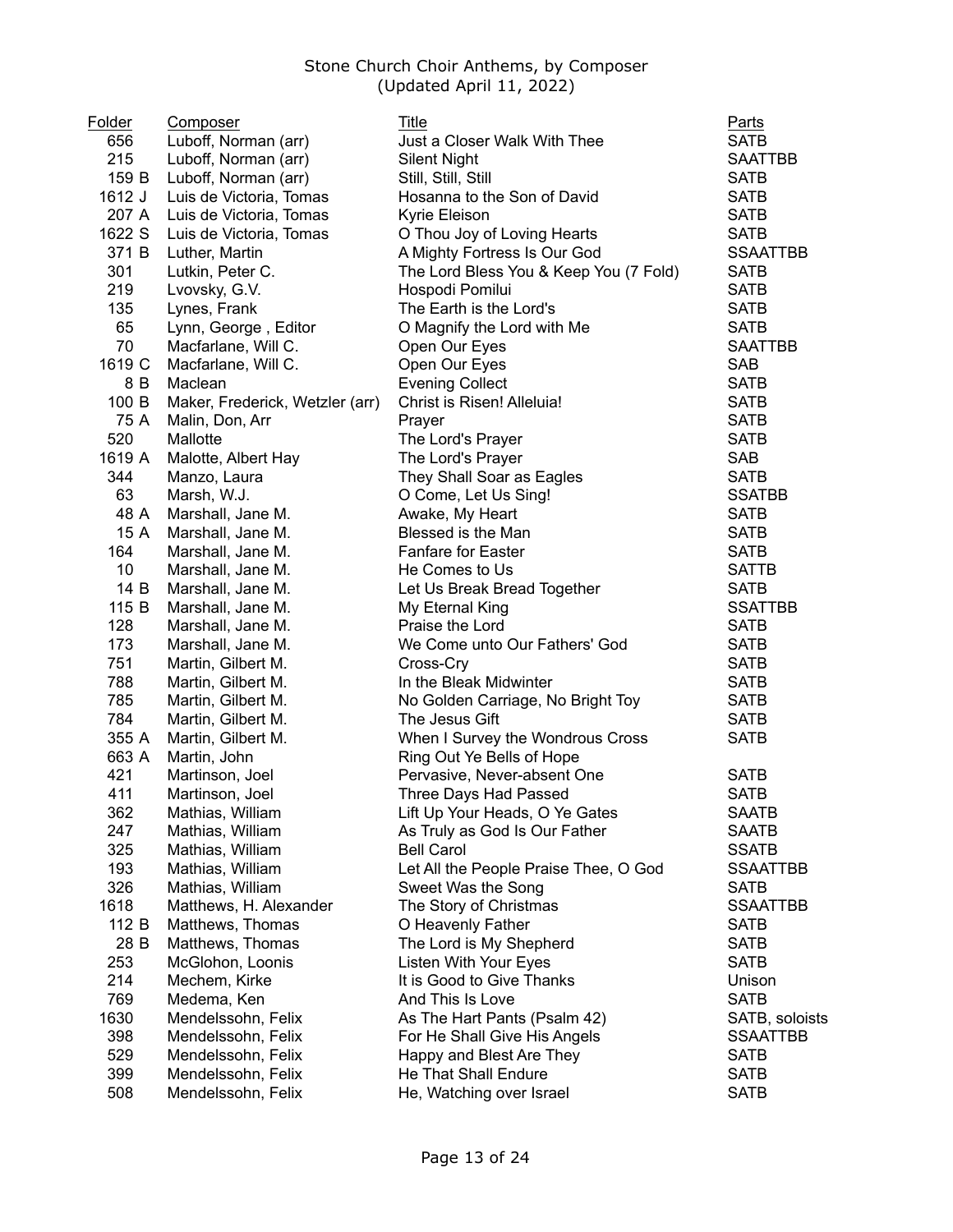Stone Church Choir Anthems, by Composer
(Updated April 11, 2022)

| Folder | Composer | Title | Parts |
| --- | --- | --- | --- |
| 656 | Luboff, Norman (arr) | Just a Closer Walk With Thee | SATB |
| 215 | Luboff, Norman (arr) | Silent Night | SAATTBB |
| 159 B | Luboff, Norman (arr) | Still, Still, Still | SATB |
| 1612 J | Luis de Victoria, Tomas | Hosanna to the Son of David | SATB |
| 207 A | Luis de Victoria, Tomas | Kyrie Eleison | SATB |
| 1622 S | Luis de Victoria, Tomas | O Thou Joy of Loving Hearts | SATB |
| 371 B | Luther, Martin | A Mighty Fortress Is Our God | SSAATTBB |
| 301 | Lutkin, Peter C. | The Lord Bless You & Keep You (7 Fold) | SATB |
| 219 | Lvovsky, G.V. | Hospodi Pomilui | SATB |
| 135 | Lynes, Frank | The Earth is the Lord's | SATB |
| 65 | Lynn, George , Editor | O Magnify the Lord with Me | SATB |
| 70 | Macfarlane, Will C. | Open Our Eyes | SAATTBB |
| 1619 C | Macfarlane, Will C. | Open Our Eyes | SAB |
| 8 B | Maclean | Evening Collect | SATB |
| 100 B | Maker, Frederick, Wetzler (arr) | Christ is Risen! Alleluia! | SATB |
| 75 A | Malin, Don, Arr | Prayer | SATB |
| 520 | Mallotte | The Lord's Prayer | SATB |
| 1619 A | Malotte, Albert Hay | The Lord's Prayer | SAB |
| 344 | Manzo, Laura | They Shall Soar as Eagles | SATB |
| 63 | Marsh, W.J. | O Come, Let Us Sing! | SSATBB |
| 48 A | Marshall, Jane M. | Awake, My Heart | SATB |
| 15 A | Marshall, Jane M. | Blessed is the Man | SATB |
| 164 | Marshall, Jane M. | Fanfare for Easter | SATB |
| 10 | Marshall, Jane M. | He Comes to Us | SATTB |
| 14 B | Marshall, Jane M. | Let Us Break Bread Together | SATB |
| 115 B | Marshall, Jane M. | My Eternal King | SSATTBB |
| 128 | Marshall, Jane M. | Praise the Lord | SATB |
| 173 | Marshall, Jane M. | We Come unto Our Fathers' God | SATB |
| 751 | Martin, Gilbert M. | Cross-Cry | SATB |
| 788 | Martin, Gilbert M. | In the Bleak Midwinter | SATB |
| 785 | Martin, Gilbert M. | No Golden Carriage, No Bright Toy | SATB |
| 784 | Martin, Gilbert M. | The Jesus Gift | SATB |
| 355 A | Martin, Gilbert M. | When I Survey the Wondrous Cross | SATB |
| 663 A | Martin, John | Ring Out Ye Bells of Hope | |
| 421 | Martinson, Joel | Pervasive, Never-absent One | SATB |
| 411 | Martinson, Joel | Three Days Had Passed | SATB |
| 362 | Mathias, William | Lift Up Your Heads, O Ye Gates | SAATB |
| 247 | Mathias, William | As Truly as God Is Our Father | SAATB |
| 325 | Mathias, William | Bell Carol | SSATB |
| 193 | Mathias, William | Let All the People Praise Thee, O God | SSAATTBB |
| 326 | Mathias, William | Sweet Was the Song | SATB |
| 1618 | Matthews, H. Alexander | The Story of Christmas | SSAATTBB |
| 112 B | Matthews, Thomas | O Heavenly Father | SATB |
| 28 B | Matthews, Thomas | The Lord is My Shepherd | SATB |
| 253 | McGlohon, Loonis | Listen With Your Eyes | SATB |
| 214 | Mechem, Kirke | It is Good to Give Thanks | Unison |
| 769 | Medema, Ken | And This Is Love | SATB |
| 1630 | Mendelssohn, Felix | As The Hart Pants (Psalm 42) | SATB, soloists |
| 398 | Mendelssohn, Felix | For He Shall Give His Angels | SSAATTBB |
| 529 | Mendelssohn, Felix | Happy and Blest Are They | SATB |
| 399 | Mendelssohn, Felix | He That Shall Endure | SATB |
| 508 | Mendelssohn, Felix | He, Watching over Israel | SATB |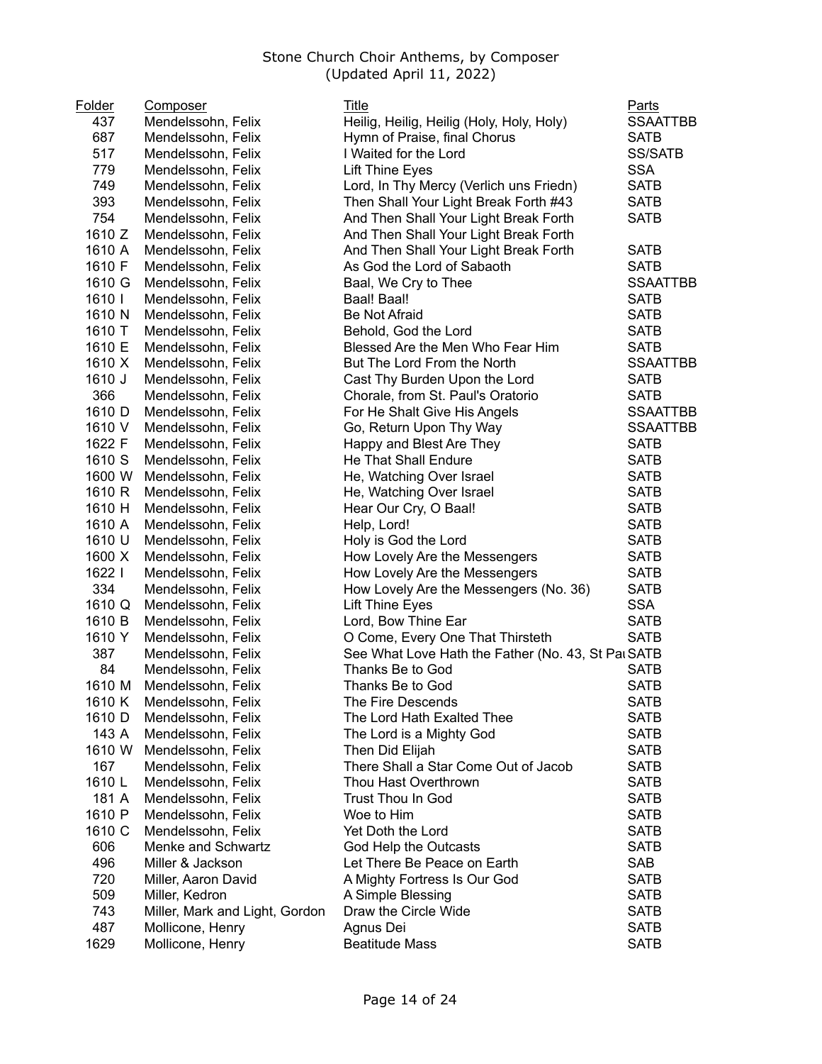Stone Church Choir Anthems, by Composer
(Updated April 11, 2022)

| Folder | Composer | Title | Parts |
|---|---|---|---|
| 437 | Mendelssohn, Felix | Heilig, Heilig, Heilig (Holy, Holy, Holy) | SSAATTBB |
| 687 | Mendelssohn, Felix | Hymn of Praise, final Chorus | SATB |
| 517 | Mendelssohn, Felix | I Waited for the Lord | SS/SATB |
| 779 | Mendelssohn, Felix | Lift Thine Eyes | SSA |
| 749 | Mendelssohn, Felix | Lord, In Thy Mercy (Verlich uns Friedn) | SATB |
| 393 | Mendelssohn, Felix | Then Shall Your Light Break Forth #43 | SATB |
| 754 | Mendelssohn, Felix | And Then Shall Your Light Break Forth | SATB |
| 1610 Z | Mendelssohn, Felix | And Then Shall Your Light Break Forth | |
| 1610 A | Mendelssohn, Felix | And Then Shall Your Light Break Forth | SATB |
| 1610 F | Mendelssohn, Felix | As God the Lord of Sabaoth | SATB |
| 1610 G | Mendelssohn, Felix | Baal, We Cry to Thee | SSAATTBB |
| 1610 I | Mendelssohn, Felix | Baal! Baal! | SATB |
| 1610 N | Mendelssohn, Felix | Be Not Afraid | SATB |
| 1610 T | Mendelssohn, Felix | Behold, God the Lord | SATB |
| 1610 E | Mendelssohn, Felix | Blessed Are the Men Who Fear Him | SATB |
| 1610 X | Mendelssohn, Felix | But The Lord From the North | SSAATTBB |
| 1610 J | Mendelssohn, Felix | Cast Thy Burden Upon the Lord | SATB |
| 366 | Mendelssohn, Felix | Chorale, from St. Paul's Oratorio | SATB |
| 1610 D | Mendelssohn, Felix | For He Shalt Give His Angels | SSAATTBB |
| 1610 V | Mendelssohn, Felix | Go, Return Upon Thy Way | SSAATTBB |
| 1622 F | Mendelssohn, Felix | Happy and Blest Are They | SATB |
| 1610 S | Mendelssohn, Felix | He That Shall Endure | SATB |
| 1600 W | Mendelssohn, Felix | He, Watching Over Israel | SATB |
| 1610 R | Mendelssohn, Felix | He, Watching Over Israel | SATB |
| 1610 H | Mendelssohn, Felix | Hear Our Cry, O Baal! | SATB |
| 1610 A | Mendelssohn, Felix | Help, Lord! | SATB |
| 1610 U | Mendelssohn, Felix | Holy is God the Lord | SATB |
| 1600 X | Mendelssohn, Felix | How Lovely Are the Messengers | SATB |
| 1622 I | Mendelssohn, Felix | How Lovely Are the Messengers | SATB |
| 334 | Mendelssohn, Felix | How Lovely Are the Messengers (No. 36) | SATB |
| 1610 Q | Mendelssohn, Felix | Lift Thine Eyes | SSA |
| 1610 B | Mendelssohn, Felix | Lord, Bow Thine Ear | SATB |
| 1610 Y | Mendelssohn, Felix | O Come, Every One That Thirsteth | SATB |
| 387 | Mendelssohn, Felix | See What Love Hath the Father (No. 43, St Pa | SATB |
| 84 | Mendelssohn, Felix | Thanks Be to God | SATB |
| 1610 M | Mendelssohn, Felix | Thanks Be to God | SATB |
| 1610 K | Mendelssohn, Felix | The Fire Descends | SATB |
| 1610 D | Mendelssohn, Felix | The Lord Hath Exalted Thee | SATB |
| 143 A | Mendelssohn, Felix | The Lord is a Mighty God | SATB |
| 1610 W | Mendelssohn, Felix | Then Did Elijah | SATB |
| 167 | Mendelssohn, Felix | There Shall a Star Come Out of Jacob | SATB |
| 1610 L | Mendelssohn, Felix | Thou Hast Overthrown | SATB |
| 181 A | Mendelssohn, Felix | Trust Thou In God | SATB |
| 1610 P | Mendelssohn, Felix | Woe to Him | SATB |
| 1610 C | Mendelssohn, Felix | Yet Doth the Lord | SATB |
| 606 | Menke and Schwartz | God Help the Outcasts | SATB |
| 496 | Miller & Jackson | Let There Be Peace on Earth | SAB |
| 720 | Miller, Aaron David | A Mighty Fortress Is Our God | SATB |
| 509 | Miller, Kedron | A Simple Blessing | SATB |
| 743 | Miller, Mark and Light, Gordon | Draw the Circle Wide | SATB |
| 487 | Mollicone, Henry | Agnus Dei | SATB |
| 1629 | Mollicone, Henry | Beatitude Mass | SATB |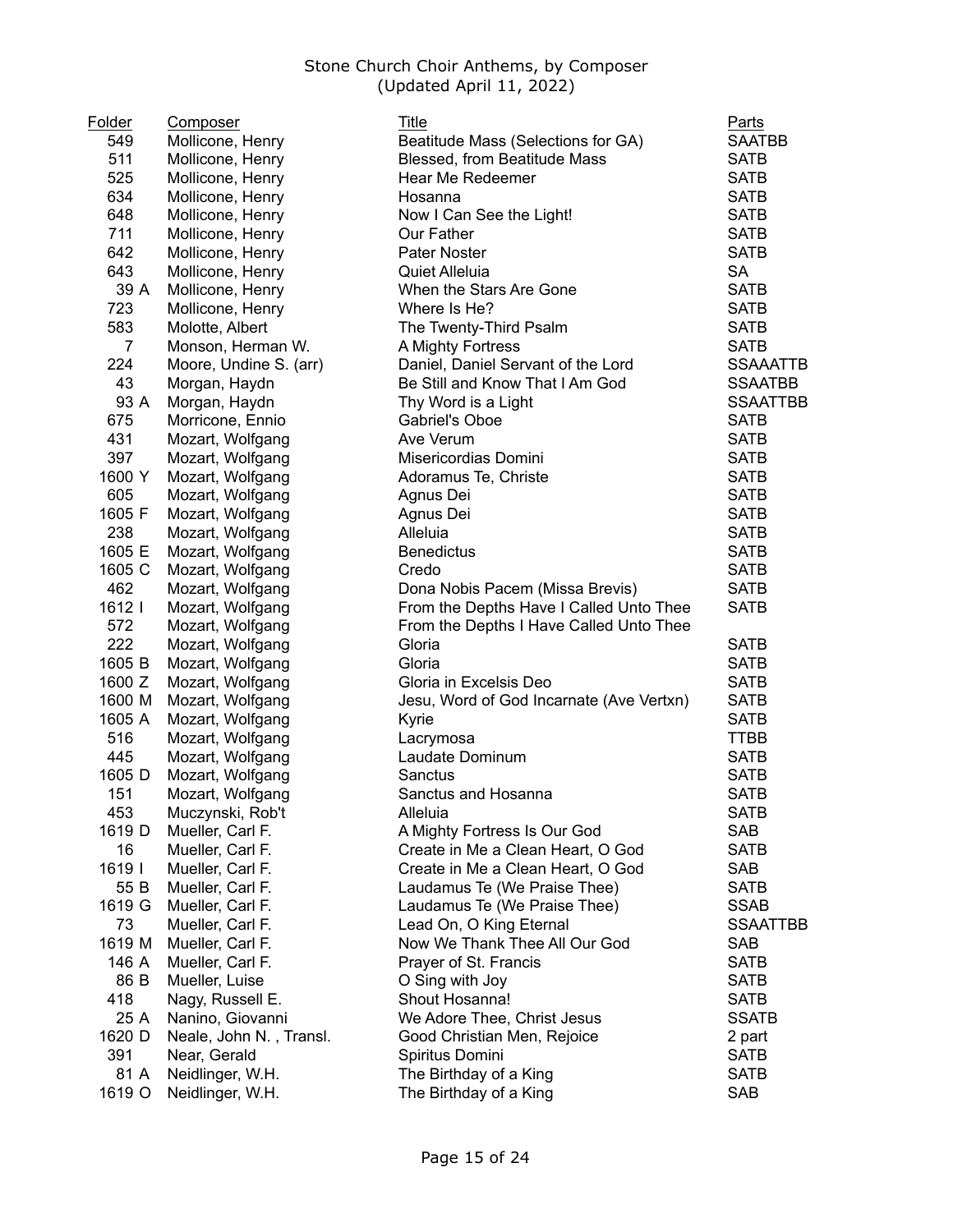Stone Church Choir Anthems, by Composer
(Updated April 11, 2022)

| Folder | Composer | Title | Parts |
|---|---|---|---|
| 549 | Mollicone, Henry | Beatitude Mass (Selections for GA) | SAATBB |
| 511 | Mollicone, Henry | Blessed, from Beatitude Mass | SATB |
| 525 | Mollicone, Henry | Hear Me Redeemer | SATB |
| 634 | Mollicone, Henry | Hosanna | SATB |
| 648 | Mollicone, Henry | Now I Can See the Light! | SATB |
| 711 | Mollicone, Henry | Our Father | SATB |
| 642 | Mollicone, Henry | Pater Noster | SATB |
| 643 | Mollicone, Henry | Quiet Alleluia | SA |
| 39 A | Mollicone, Henry | When the Stars Are Gone | SATB |
| 723 | Mollicone, Henry | Where Is He? | SATB |
| 583 | Molotte, Albert | The Twenty-Third Psalm | SATB |
| 7 | Monson, Herman W. | A Mighty Fortress | SATB |
| 224 | Moore, Undine S. (arr) | Daniel, Daniel Servant of the Lord | SSAAATTB |
| 43 | Morgan, Haydn | Be Still and Know That I Am God | SSAATBB |
| 93 A | Morgan, Haydn | Thy Word is a Light | SSAATTBB |
| 675 | Morricone, Ennio | Gabriel's Oboe | SATB |
| 431 | Mozart, Wolfgang | Ave Verum | SATB |
| 397 | Mozart, Wolfgang | Misericordias Domini | SATB |
| 1600 Y | Mozart, Wolfgang | Adoramus Te, Christe | SATB |
| 605 | Mozart, Wolfgang | Agnus Dei | SATB |
| 1605 F | Mozart, Wolfgang | Agnus Dei | SATB |
| 238 | Mozart, Wolfgang | Alleluia | SATB |
| 1605 E | Mozart, Wolfgang | Benedictus | SATB |
| 1605 C | Mozart, Wolfgang | Credo | SATB |
| 462 | Mozart, Wolfgang | Dona Nobis Pacem (Missa Brevis) | SATB |
| 1612 I | Mozart, Wolfgang | From the Depths Have I Called Unto Thee | SATB |
| 572 | Mozart, Wolfgang | From the Depths I Have Called Unto Thee | |
| 222 | Mozart, Wolfgang | Gloria | SATB |
| 1605 B | Mozart, Wolfgang | Gloria | SATB |
| 1600 Z | Mozart, Wolfgang | Gloria in Excelsis Deo | SATB |
| 1600 M | Mozart, Wolfgang | Jesu, Word of God Incarnate (Ave Vertxn) | SATB |
| 1605 A | Mozart, Wolfgang | Kyrie | SATB |
| 516 | Mozart, Wolfgang | Lacrymosa | TTBB |
| 445 | Mozart, Wolfgang | Laudate Dominum | SATB |
| 1605 D | Mozart, Wolfgang | Sanctus | SATB |
| 151 | Mozart, Wolfgang | Sanctus and Hosanna | SATB |
| 453 | Muczynski, Rob't | Alleluia | SATB |
| 1619 D | Mueller, Carl F. | A Mighty Fortress Is Our God | SAB |
| 16 | Mueller, Carl F. | Create in Me a Clean Heart, O God | SATB |
| 1619 I | Mueller, Carl F. | Create in Me a Clean Heart, O God | SAB |
| 55 B | Mueller, Carl F. | Laudamus Te (We Praise Thee) | SATB |
| 1619 G | Mueller, Carl F. | Laudamus Te (We Praise Thee) | SSAB |
| 73 | Mueller, Carl F. | Lead On, O King Eternal | SSAATTBB |
| 1619 M | Mueller, Carl F. | Now We Thank Thee All Our God | SAB |
| 146 A | Mueller, Carl F. | Prayer of St. Francis | SATB |
| 86 B | Mueller, Luise | O Sing with Joy | SATB |
| 418 | Nagy, Russell E. | Shout Hosanna! | SATB |
| 25 A | Nanino, Giovanni | We Adore Thee, Christ Jesus | SSATB |
| 1620 D | Neale, John N. , Transl. | Good Christian Men, Rejoice | 2 part |
| 391 | Near, Gerald | Spiritus Domini | SATB |
| 81 A | Neidlinger, W.H. | The Birthday of a King | SATB |
| 1619 O | Neidlinger, W.H. | The Birthday of a King | SAB |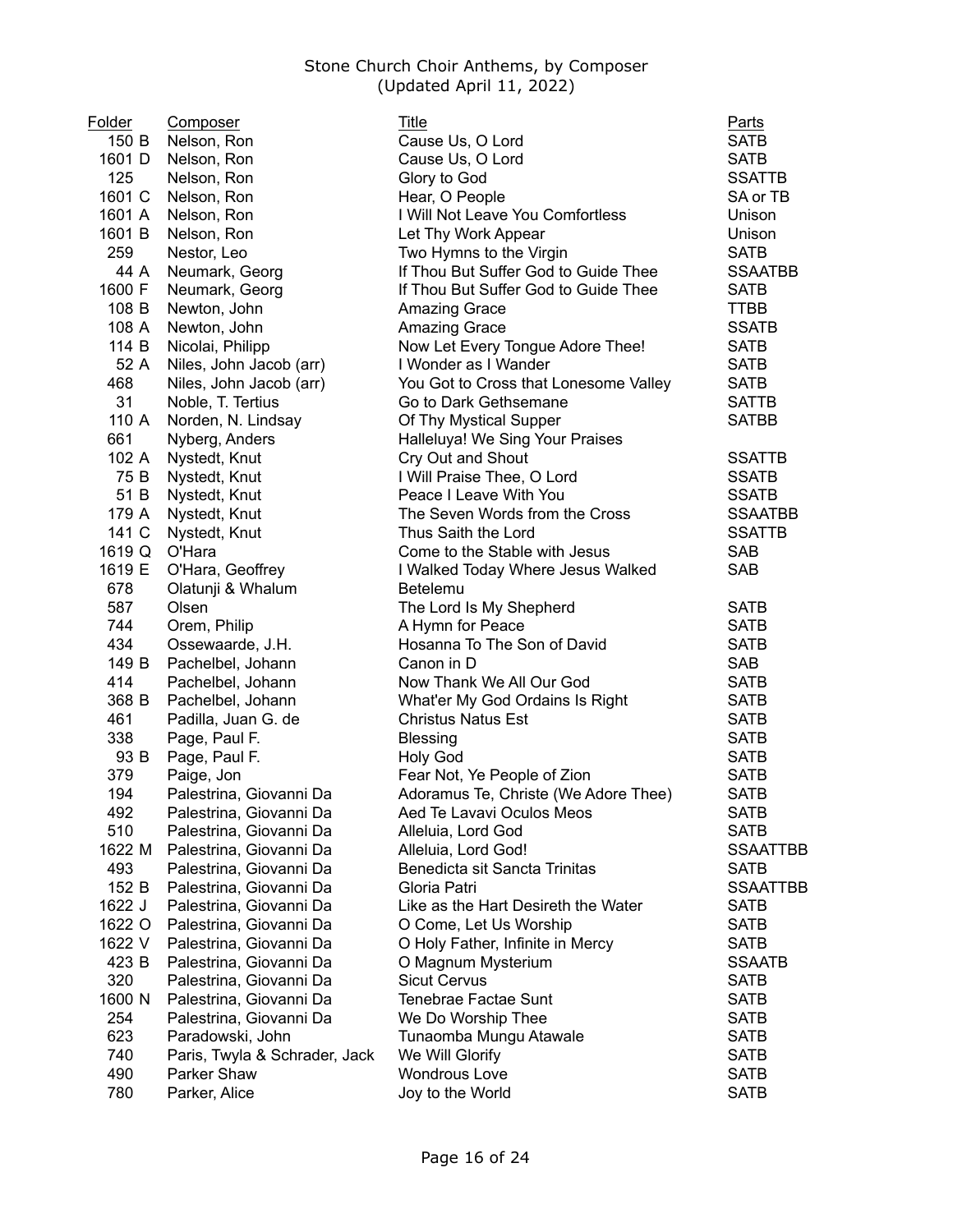Stone Church Choir Anthems, by Composer
(Updated April 11, 2022)

| Folder | Composer | Title | Parts |
|---|---|---|---|
| 150 B | Nelson, Ron | Cause Us, O Lord | SATB |
| 1601 D | Nelson, Ron | Cause Us, O Lord | SATB |
| 125 | Nelson, Ron | Glory to God | SSATTB |
| 1601 C | Nelson, Ron | Hear, O People | SA or TB |
| 1601 A | Nelson, Ron | I Will Not Leave You Comfortless | Unison |
| 1601 B | Nelson, Ron | Let Thy Work Appear | Unison |
| 259 | Nestor, Leo | Two Hymns to the Virgin | SATB |
| 44 A | Neumark, Georg | If Thou But Suffer God to Guide Thee | SSAATBB |
| 1600 F | Neumark, Georg | If Thou But Suffer God to Guide Thee | SATB |
| 108 B | Newton, John | Amazing Grace | TTBB |
| 108 A | Newton, John | Amazing Grace | SSATB |
| 114 B | Nicolai, Philipp | Now Let Every Tongue Adore Thee! | SATB |
| 52 A | Niles, John Jacob (arr) | I Wonder as I Wander | SATB |
| 468 | Niles, John Jacob (arr) | You Got to Cross that Lonesome Valley | SATB |
| 31 | Noble, T. Tertius | Go to Dark Gethsemane | SATTB |
| 110 A | Norden, N. Lindsay | Of Thy Mystical Supper | SATBB |
| 661 | Nyberg, Anders | Halleluya! We Sing Your Praises | |
| 102 A | Nystedt, Knut | Cry Out and Shout | SSATTB |
| 75 B | Nystedt, Knut | I Will Praise Thee, O Lord | SSATB |
| 51 B | Nystedt, Knut | Peace I Leave With You | SSATB |
| 179 A | Nystedt, Knut | The Seven Words from the Cross | SSAATBB |
| 141 C | Nystedt, Knut | Thus Saith the Lord | SSATTB |
| 1619 Q | O'Hara | Come to the Stable with Jesus | SAB |
| 1619 E | O'Hara, Geoffrey | I Walked Today Where Jesus Walked | SAB |
| 678 | Olatunji & Whalum | Betelemu | |
| 587 | Olsen | The Lord Is My Shepherd | SATB |
| 744 | Orem, Philip | A Hymn for Peace | SATB |
| 434 | Ossewaarde, J.H. | Hosanna To The Son of David | SATB |
| 149 B | Pachelbel, Johann | Canon in D | SAB |
| 414 | Pachelbel, Johann | Now Thank We All Our God | SATB |
| 368 B | Pachelbel, Johann | What'er My God Ordains Is Right | SATB |
| 461 | Padilla, Juan G. de | Christus Natus Est | SATB |
| 338 | Page, Paul F. | Blessing | SATB |
| 93 B | Page, Paul F. | Holy God | SATB |
| 379 | Paige, Jon | Fear Not, Ye People of Zion | SATB |
| 194 | Palestrina, Giovanni Da | Adoramus Te, Christe (We Adore Thee) | SATB |
| 492 | Palestrina, Giovanni Da | Aed Te Lavavi Oculos Meos | SATB |
| 510 | Palestrina, Giovanni Da | Alleluia, Lord God | SATB |
| 1622 M | Palestrina, Giovanni Da | Alleluia, Lord God! | SSAATTBB |
| 493 | Palestrina, Giovanni Da | Benedicta sit Sancta Trinitas | SATB |
| 152 B | Palestrina, Giovanni Da | Gloria Patri | SSAATTBB |
| 1622 J | Palestrina, Giovanni Da | Like as the Hart Desireth the Water | SATB |
| 1622 O | Palestrina, Giovanni Da | O Come, Let Us Worship | SATB |
| 1622 V | Palestrina, Giovanni Da | O Holy Father, Infinite in Mercy | SATB |
| 423 B | Palestrina, Giovanni Da | O Magnum Mysterium | SSAATB |
| 320 | Palestrina, Giovanni Da | Sicut Cervus | SATB |
| 1600 N | Palestrina, Giovanni Da | Tenebrae Factae Sunt | SATB |
| 254 | Palestrina, Giovanni Da | We Do Worship Thee | SATB |
| 623 | Paradowski, John | Tunaomba Mungu Atawale | SATB |
| 740 | Paris, Twyla & Schrader, Jack | We Will Glorify | SATB |
| 490 | Parker Shaw | Wondrous Love | SATB |
| 780 | Parker, Alice | Joy to the World | SATB |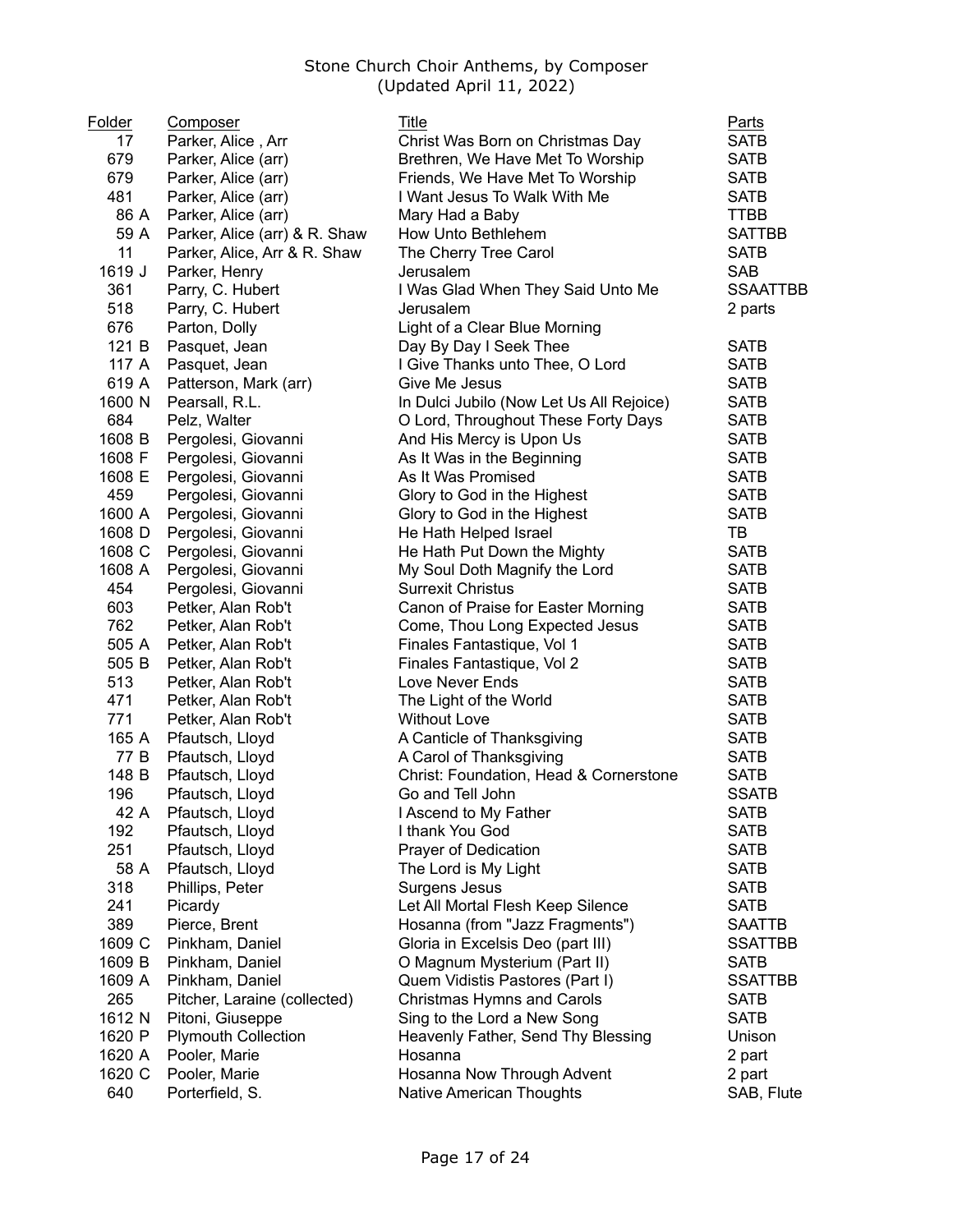Stone Church Choir Anthems, by Composer
(Updated April 11, 2022)

| Folder | Composer | Title | Parts |
|---|---|---|---|
| 17 | Parker, Alice , Arr | Christ Was Born on Christmas Day | SATB |
| 679 | Parker, Alice (arr) | Brethren, We Have Met To Worship | SATB |
| 679 | Parker, Alice (arr) | Friends, We Have Met To Worship | SATB |
| 481 | Parker, Alice (arr) | I Want Jesus To Walk With Me | SATB |
| 86 A | Parker, Alice (arr) | Mary Had a Baby | TTBB |
| 59 A | Parker, Alice (arr) & R. Shaw | How Unto Bethlehem | SATTBB |
| 11 | Parker, Alice, Arr & R. Shaw | The Cherry Tree Carol | SATB |
| 1619 J | Parker, Henry | Jerusalem | SAB |
| 361 | Parry, C. Hubert | I Was Glad When They Said Unto Me | SSAATTBB |
| 518 | Parry, C. Hubert | Jerusalem | 2 parts |
| 676 | Parton, Dolly | Light of a Clear Blue Morning | |
| 121 B | Pasquet, Jean | Day By Day I Seek Thee | SATB |
| 117 A | Pasquet, Jean | I Give Thanks unto Thee, O Lord | SATB |
| 619 A | Patterson, Mark (arr) | Give Me Jesus | SATB |
| 1600 N | Pearsall, R.L. | In Dulci Jubilo (Now Let Us All Rejoice) | SATB |
| 684 | Pelz, Walter | O Lord, Throughout These Forty Days | SATB |
| 1608 B | Pergolesi, Giovanni | And His Mercy is Upon Us | SATB |
| 1608 F | Pergolesi, Giovanni | As It Was in the Beginning | SATB |
| 1608 E | Pergolesi, Giovanni | As It Was Promised | SATB |
| 459 | Pergolesi, Giovanni | Glory to God in the Highest | SATB |
| 1600 A | Pergolesi, Giovanni | Glory to God in the Highest | SATB |
| 1608 D | Pergolesi, Giovanni | He Hath Helped Israel | TB |
| 1608 C | Pergolesi, Giovanni | He Hath Put Down the Mighty | SATB |
| 1608 A | Pergolesi, Giovanni | My Soul Doth Magnify the Lord | SATB |
| 454 | Pergolesi, Giovanni | Surrexit Christus | SATB |
| 603 | Petker, Alan Rob't | Canon of Praise for Easter Morning | SATB |
| 762 | Petker, Alan Rob't | Come, Thou Long Expected Jesus | SATB |
| 505 A | Petker, Alan Rob't | Finales Fantastique, Vol 1 | SATB |
| 505 B | Petker, Alan Rob't | Finales Fantastique, Vol 2 | SATB |
| 513 | Petker, Alan Rob't | Love Never Ends | SATB |
| 471 | Petker, Alan Rob't | The Light of the World | SATB |
| 771 | Petker, Alan Rob't | Without Love | SATB |
| 165 A | Pfautsch, Lloyd | A Canticle of Thanksgiving | SATB |
| 77 B | Pfautsch, Lloyd | A Carol of Thanksgiving | SATB |
| 148 B | Pfautsch, Lloyd | Christ: Foundation, Head & Cornerstone | SATB |
| 196 | Pfautsch, Lloyd | Go and Tell John | SSATB |
| 42 A | Pfautsch, Lloyd | I Ascend to My Father | SATB |
| 192 | Pfautsch, Lloyd | I thank You God | SATB |
| 251 | Pfautsch, Lloyd | Prayer of Dedication | SATB |
| 58 A | Pfautsch, Lloyd | The Lord is My Light | SATB |
| 318 | Phillips, Peter | Surgens Jesus | SATB |
| 241 | Picardy | Let All Mortal Flesh Keep Silence | SATB |
| 389 | Pierce, Brent | Hosanna (from "Jazz Fragments") | SAATTB |
| 1609 C | Pinkham, Daniel | Gloria in Excelsis Deo (part III) | SSATTBB |
| 1609 B | Pinkham, Daniel | O Magnum Mysterium (Part II) | SATB |
| 1609 A | Pinkham, Daniel | Quem Vidistis Pastores (Part I) | SSATTBB |
| 265 | Pitcher, Laraine (collected) | Christmas Hymns and Carols | SATB |
| 1612 N | Pitoni, Giuseppe | Sing to the Lord a New Song | SATB |
| 1620 P | Plymouth Collection | Heavenly Father, Send Thy Blessing | Unison |
| 1620 A | Pooler, Marie | Hosanna | 2 part |
| 1620 C | Pooler, Marie | Hosanna Now Through Advent | 2 part |
| 640 | Porterfield, S. | Native American Thoughts | SAB, Flute |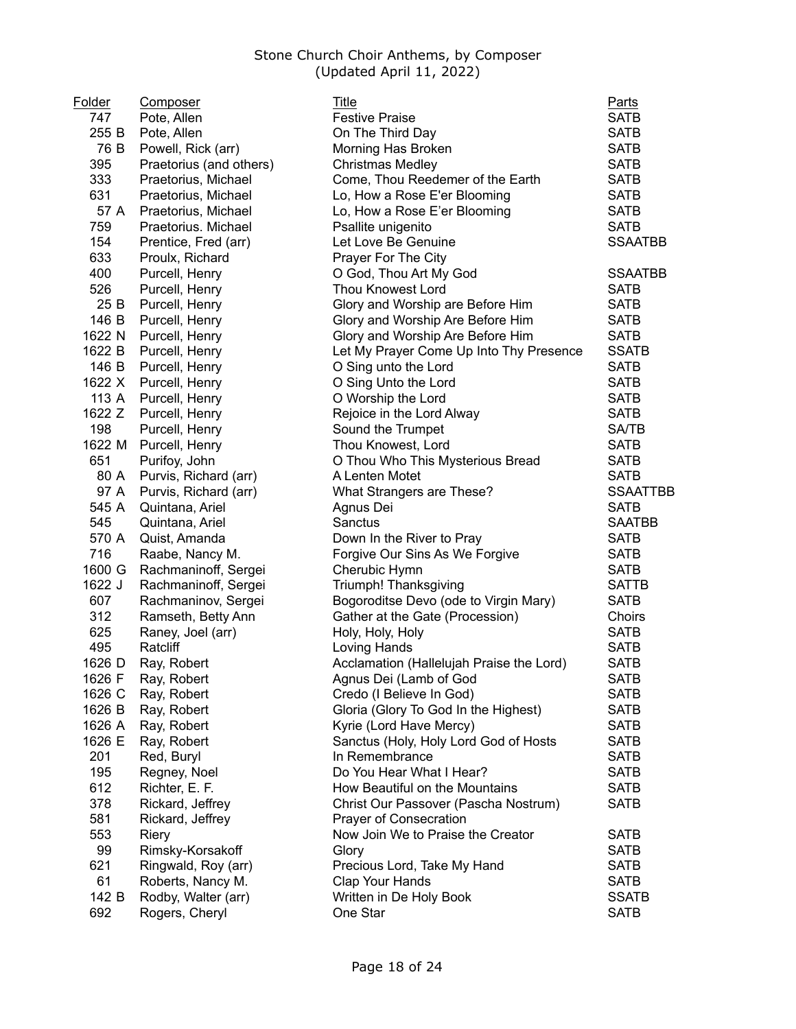Stone Church Choir Anthems, by Composer
(Updated April 11, 2022)

| Folder | Composer | Title | Parts |
|---|---|---|---|
| 747 | Pote, Allen | Festive Praise | SATB |
| 255 B | Pote, Allen | On The Third Day | SATB |
| 76 B | Powell, Rick (arr) | Morning Has Broken | SATB |
| 395 | Praetorius (and others) | Christmas Medley | SATB |
| 333 | Praetorius, Michael | Come, Thou Reedemer of the Earth | SATB |
| 631 | Praetorius, Michael | Lo, How a Rose E'er Blooming | SATB |
| 57 A | Praetorius, Michael | Lo, How a Rose E’er Blooming | SATB |
| 759 | Praetorius. Michael | Psallite unigenito | SATB |
| 154 | Prentice, Fred (arr) | Let Love Be Genuine | SSAATBB |
| 633 | Proulx, Richard | Prayer For The City | |
| 400 | Purcell, Henry | O God, Thou Art My God | SSAATBB |
| 526 | Purcell, Henry | Thou Knowest Lord | SATB |
| 25 B | Purcell, Henry | Glory and Worship are Before Him | SATB |
| 146 B | Purcell, Henry | Glory and Worship Are Before Him | SATB |
| 1622 N | Purcell, Henry | Glory and Worship Are Before Him | SATB |
| 1622 B | Purcell, Henry | Let My Prayer Come Up Into Thy Presence | SSATB |
| 146 B | Purcell, Henry | O Sing unto the Lord | SATB |
| 1622 X | Purcell, Henry | O Sing Unto the Lord | SATB |
| 113 A | Purcell, Henry | O Worship the Lord | SATB |
| 1622 Z | Purcell, Henry | Rejoice in the Lord Alway | SATB |
| 198 | Purcell, Henry | Sound the Trumpet | SA/TB |
| 1622 M | Purcell, Henry | Thou Knowest, Lord | SATB |
| 651 | Purifoy, John | O Thou Who This Mysterious Bread | SATB |
| 80 A | Purvis, Richard (arr) | A Lenten Motet | SATB |
| 97 A | Purvis, Richard (arr) | What Strangers are These? | SSAATTBB |
| 545 A | Quintana, Ariel | Agnus Dei | SATB |
| 545 | Quintana, Ariel | Sanctus | SAATBB |
| 570 A | Quist, Amanda | Down In the River to Pray | SATB |
| 716 | Raabe, Nancy M. | Forgive Our Sins As We Forgive | SATB |
| 1600 G | Rachmaninoff, Sergei | Cherubic Hymn | SATB |
| 1622 J | Rachmaninoff, Sergei | Triumph! Thanksgiving | SATTB |
| 607 | Rachmaninov, Sergei | Bogoroditse Devo (ode to Virgin Mary) | SATB |
| 312 | Ramseth, Betty Ann | Gather at the Gate (Procession) | Choirs |
| 625 | Raney, Joel (arr) | Holy, Holy, Holy | SATB |
| 495 | Ratcliff | Loving Hands | SATB |
| 1626 D | Ray, Robert | Acclamation (Hallelujah Praise the Lord) | SATB |
| 1626 F | Ray, Robert | Agnus Dei (Lamb of God | SATB |
| 1626 C | Ray, Robert | Credo (I Believe In God) | SATB |
| 1626 B | Ray, Robert | Gloria (Glory To God In the Highest) | SATB |
| 1626 A | Ray, Robert | Kyrie (Lord Have Mercy) | SATB |
| 1626 E | Ray, Robert | Sanctus (Holy, Holy Lord God of Hosts | SATB |
| 201 | Red, Buryl | In Remembrance | SATB |
| 195 | Regney, Noel | Do You Hear What I Hear? | SATB |
| 612 | Richter, E. F. | How Beautiful on the Mountains | SATB |
| 378 | Rickard, Jeffrey | Christ Our Passover (Pascha Nostrum) | SATB |
| 581 | Rickard, Jeffrey | Prayer of Consecration | |
| 553 | Riery | Now Join We to Praise the Creator | SATB |
| 99 | Rimsky-Korsakoff | Glory | SATB |
| 621 | Ringwald, Roy (arr) | Precious Lord, Take My Hand | SATB |
| 61 | Roberts, Nancy M. | Clap Your Hands | SATB |
| 142 B | Rodby, Walter (arr) | Written in De Holy Book | SSATB |
| 692 | Rogers, Cheryl | One Star | SATB |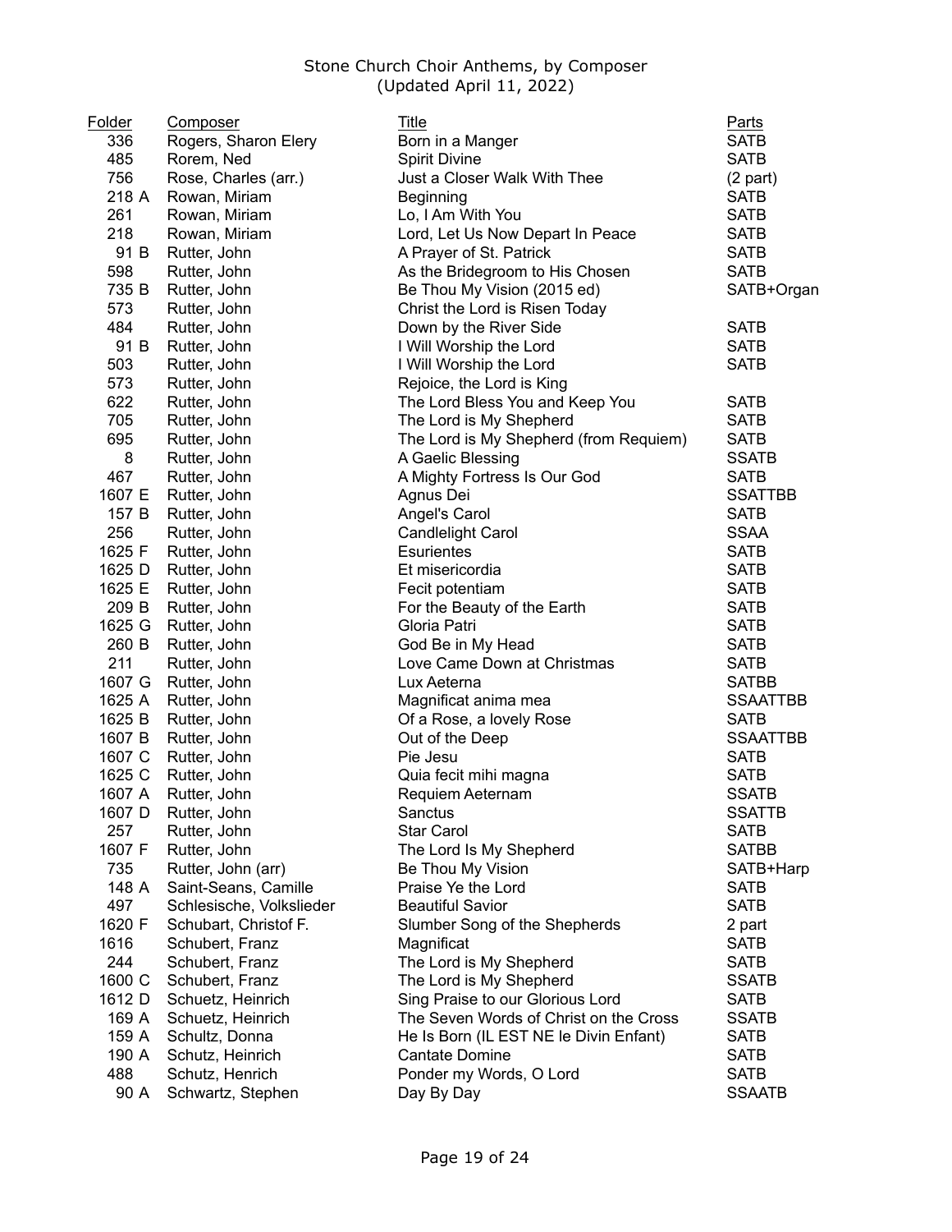Stone Church Choir Anthems, by Composer
(Updated April 11, 2022)

| Folder | Composer | Title | Parts |
|---|---|---|---|
| 336 | Rogers, Sharon Elery | Born in a Manger | SATB |
| 485 | Rorem, Ned | Spirit Divine | SATB |
| 756 | Rose, Charles (arr.) | Just a Closer Walk With Thee | (2 part) |
| 218 A | Rowan, Miriam | Beginning | SATB |
| 261 | Rowan, Miriam | Lo, I Am With You | SATB |
| 218 | Rowan, Miriam | Lord, Let Us Now Depart In Peace | SATB |
| 91 B | Rutter, John | A Prayer of St. Patrick | SATB |
| 598 | Rutter, John | As the Bridegroom to His Chosen | SATB |
| 735 B | Rutter, John | Be Thou My Vision (2015 ed) | SATB+Organ |
| 573 | Rutter, John | Christ the Lord is Risen Today | |
| 484 | Rutter, John | Down by the River Side | SATB |
| 91 B | Rutter, John | I Will Worship the Lord | SATB |
| 503 | Rutter, John | I Will Worship the Lord | SATB |
| 573 | Rutter, John | Rejoice, the Lord is King | |
| 622 | Rutter, John | The Lord Bless You and Keep You | SATB |
| 705 | Rutter, John | The Lord is My Shepherd | SATB |
| 695 | Rutter, John | The Lord is My Shepherd (from Requiem) | SATB |
| 8 | Rutter, John | A Gaelic Blessing | SSATB |
| 467 | Rutter, John | A Mighty Fortress Is Our God | SATB |
| 1607 E | Rutter, John | Agnus Dei | SSATTBB |
| 157 B | Rutter, John | Angel's Carol | SATB |
| 256 | Rutter, John | Candlelight Carol | SSAA |
| 1625 F | Rutter, John | Esurientes | SATB |
| 1625 D | Rutter, John | Et misericordia | SATB |
| 1625 E | Rutter, John | Fecit potentiam | SATB |
| 209 B | Rutter, John | For the Beauty of the Earth | SATB |
| 1625 G | Rutter, John | Gloria Patri | SATB |
| 260 B | Rutter, John | God Be in My Head | SATB |
| 211 | Rutter, John | Love Came Down at Christmas | SATB |
| 1607 G | Rutter, John | Lux Aeterna | SATBB |
| 1625 A | Rutter, John | Magnificat anima mea | SSAATTBB |
| 1625 B | Rutter, John | Of a Rose, a lovely Rose | SATB |
| 1607 B | Rutter, John | Out of the Deep | SSAATTBB |
| 1607 C | Rutter, John | Pie Jesu | SATB |
| 1625 C | Rutter, John | Quia fecit mihi magna | SATB |
| 1607 A | Rutter, John | Requiem Aeternam | SSATB |
| 1607 D | Rutter, John | Sanctus | SSATTB |
| 257 | Rutter, John | Star Carol | SATB |
| 1607 F | Rutter, John | The Lord Is My Shepherd | SATBB |
| 735 | Rutter, John (arr) | Be Thou My Vision | SATB+Harp |
| 148 A | Saint-Seans, Camille | Praise Ye the Lord | SATB |
| 497 | Schlesische, Volkslieder | Beautiful Savior | SATB |
| 1620 F | Schubart, Christof F. | Slumber Song of the Shepherds | 2 part |
| 1616 | Schubert, Franz | Magnificat | SATB |
| 244 | Schubert, Franz | The Lord is My Shepherd | SATB |
| 1600 C | Schubert, Franz | The Lord is My Shepherd | SSATB |
| 1612 D | Schuetz, Heinrich | Sing Praise to our Glorious Lord | SATB |
| 169 A | Schuetz, Heinrich | The Seven Words of Christ on the Cross | SSATB |
| 159 A | Schultz, Donna | He Is Born (IL EST NE le Divin Enfant) | SATB |
| 190 A | Schutz, Heinrich | Cantate Domine | SATB |
| 488 | Schutz, Henrich | Ponder my Words, O Lord | SATB |
| 90 A | Schwartz, Stephen | Day By Day | SSAATB |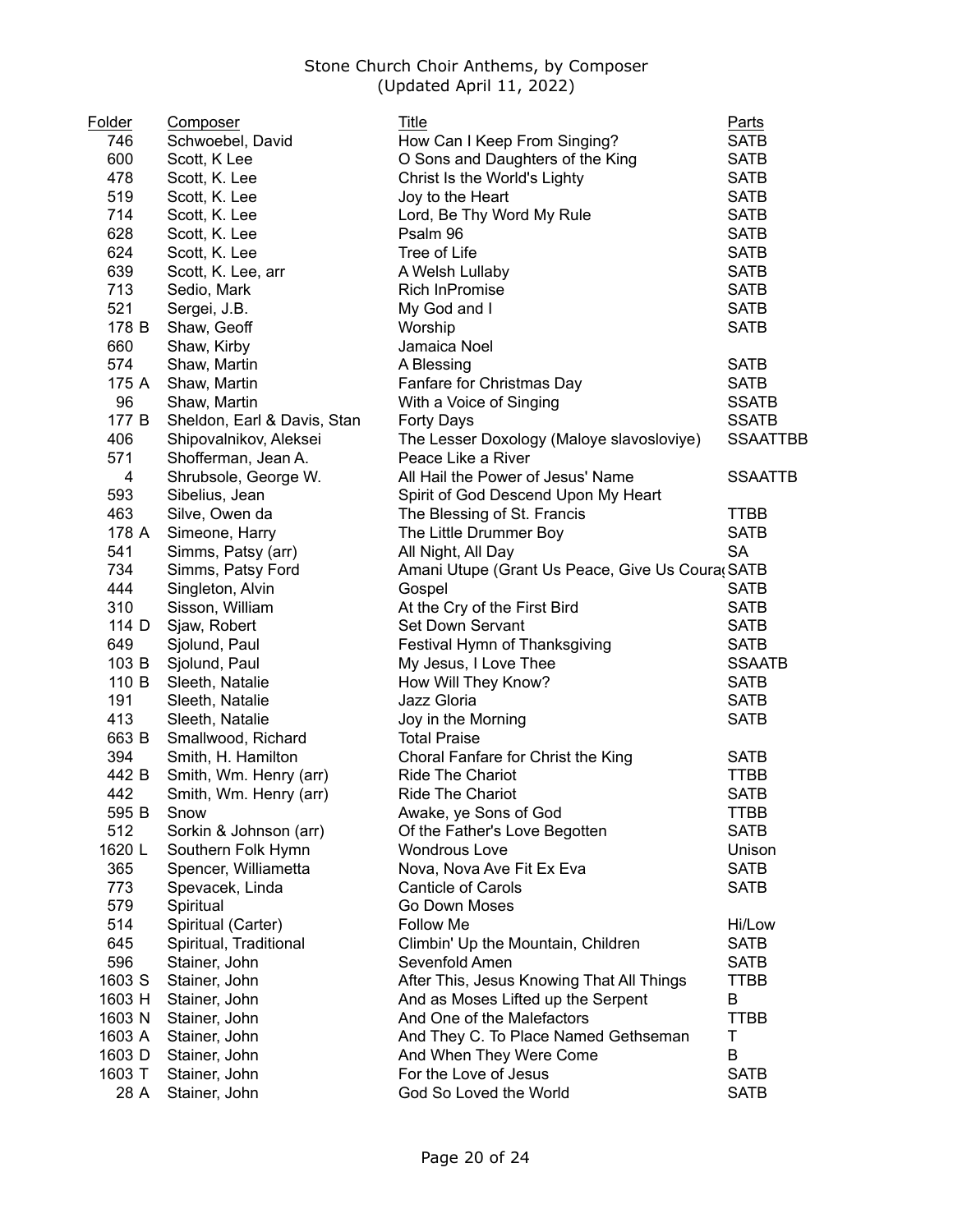Stone Church Choir Anthems, by Composer
(Updated April 11, 2022)

| Folder | Composer | Title | Parts |
| --- | --- | --- | --- |
| 746 | Schwoebel, David | How Can I Keep From Singing? | SATB |
| 600 | Scott, K Lee | O Sons and Daughters of the King | SATB |
| 478 | Scott, K. Lee | Christ Is the World's Lighty | SATB |
| 519 | Scott, K. Lee | Joy to the Heart | SATB |
| 714 | Scott, K. Lee | Lord, Be Thy Word My Rule | SATB |
| 628 | Scott, K. Lee | Psalm 96 | SATB |
| 624 | Scott, K. Lee | Tree of Life | SATB |
| 639 | Scott, K. Lee, arr | A Welsh Lullaby | SATB |
| 713 | Sedio, Mark | Rich InPromise | SATB |
| 521 | Sergei, J.B. | My God and I | SATB |
| 178 B | Shaw, Geoff | Worship | SATB |
| 660 | Shaw, Kirby | Jamaica Noel | |
| 574 | Shaw, Martin | A Blessing | SATB |
| 175 A | Shaw, Martin | Fanfare for Christmas Day | SATB |
| 96 | Shaw, Martin | With a Voice of Singing | SSATB |
| 177 B | Sheldon, Earl & Davis, Stan | Forty Days | SSATB |
| 406 | Shipovalnikov, Aleksei | The Lesser Doxology (Maloye slavosloviye) | SSAATTBB |
| 571 | Shofferman, Jean A. | Peace Like a River | |
| 4 | Shrubsole, George W. | All Hail the Power of Jesus' Name | SSAATTB |
| 593 | Sibelius, Jean | Spirit of God Descend Upon My Heart | |
| 463 | Silve, Owen da | The Blessing of St. Francis | TTBB |
| 178 A | Simeone, Harry | The Little Drummer Boy | SATB |
| 541 | Simms, Patsy (arr) | All Night, All Day | SA |
| 734 | Simms, Patsy Ford | Amani Utupe (Grant Us Peace, Give Us Courag | SATB |
| 444 | Singleton, Alvin | Gospel | SATB |
| 310 | Sisson, William | At the Cry of the First Bird | SATB |
| 114 D | Sjaw, Robert | Set Down Servant | SATB |
| 649 | Sjolund, Paul | Festival Hymn of Thanksgiving | SATB |
| 103 B | Sjolund, Paul | My Jesus, I Love Thee | SSAATB |
| 110 B | Sleeth, Natalie | How Will They Know? | SATB |
| 191 | Sleeth, Natalie | Jazz Gloria | SATB |
| 413 | Sleeth, Natalie | Joy in the Morning | SATB |
| 663 B | Smallwood, Richard | Total Praise | |
| 394 | Smith, H. Hamilton | Choral Fanfare for Christ the King | SATB |
| 442 B | Smith, Wm. Henry (arr) | Ride The Chariot | TTBB |
| 442 | Smith, Wm. Henry (arr) | Ride The Chariot | SATB |
| 595 B | Snow | Awake, ye Sons of God | TTBB |
| 512 | Sorkin & Johnson (arr) | Of the Father's Love Begotten | SATB |
| 1620 L | Southern Folk Hymn | Wondrous Love | Unison |
| 365 | Spencer, Williametta | Nova, Nova Ave Fit Ex Eva | SATB |
| 773 | Spevacek, Linda | Canticle of Carols | SATB |
| 579 | Spiritual | Go Down Moses | |
| 514 | Spiritual (Carter) | Follow Me | Hi/Low |
| 645 | Spiritual, Traditional | Climbin' Up the Mountain, Children | SATB |
| 596 | Stainer, John | Sevenfold Amen | SATB |
| 1603 S | Stainer, John | After This, Jesus Knowing That All Things | TTBB |
| 1603 H | Stainer, John | And as Moses Lifted up the Serpent | B |
| 1603 N | Stainer, John | And One of the Malefactors | TTBB |
| 1603 A | Stainer, John | And They C. To Place Named Gethseman | T |
| 1603 D | Stainer, John | And When They Were Come | B |
| 1603 T | Stainer, John | For the Love of Jesus | SATB |
| 28 A | Stainer, John | God So Loved the World | SATB |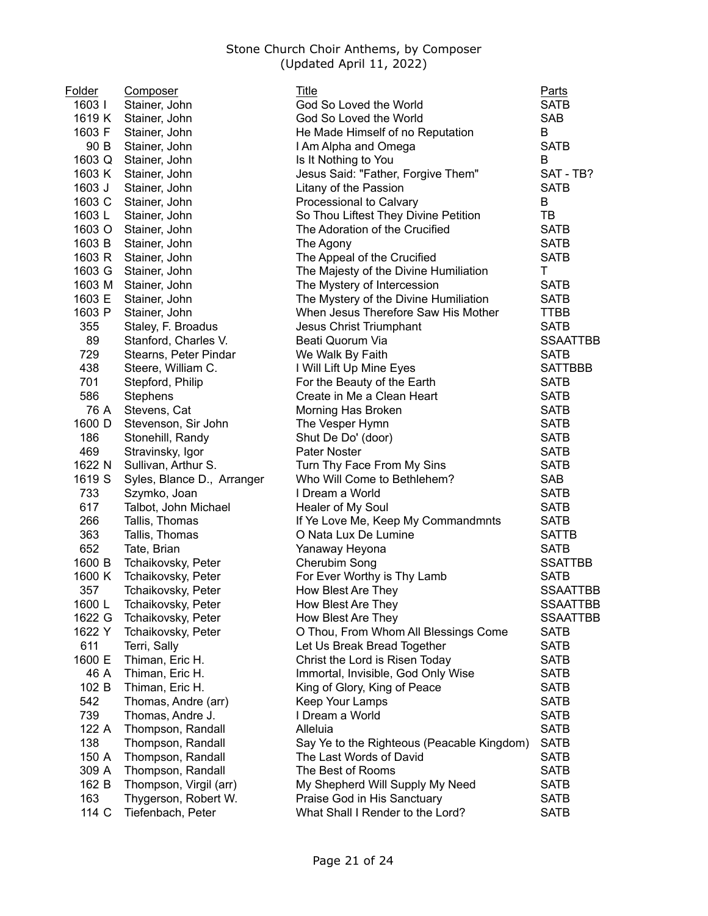Stone Church Choir Anthems, by Composer
(Updated April 11, 2022)

| Folder | Composer | Title | Parts |
|---|---|---|---|
| 1603 I | Stainer, John | God So Loved the World | SATB |
| 1619 K | Stainer, John | God So Loved the World | SAB |
| 1603 F | Stainer, John | He Made Himself of no Reputation | B |
| 90 B | Stainer, John | I Am Alpha and Omega | SATB |
| 1603 Q | Stainer, John | Is It Nothing to You | B |
| 1603 K | Stainer, John | Jesus Said: "Father, Forgive Them" | SAT - TB? |
| 1603 J | Stainer, John | Litany of the Passion | SATB |
| 1603 C | Stainer, John | Processional to Calvary | B |
| 1603 L | Stainer, John | So Thou Liftest They Divine Petition | TB |
| 1603 O | Stainer, John | The Adoration of the Crucified | SATB |
| 1603 B | Stainer, John | The Agony | SATB |
| 1603 R | Stainer, John | The Appeal of the Crucified | SATB |
| 1603 G | Stainer, John | The Majesty of the Divine Humiliation | T |
| 1603 M | Stainer, John | The Mystery of Intercession | SATB |
| 1603 E | Stainer, John | The Mystery of the Divine Humiliation | SATB |
| 1603 P | Stainer, John | When Jesus Therefore Saw His Mother | TTBB |
| 355 | Staley, F. Broadus | Jesus Christ Triumphant | SATB |
| 89 | Stanford, Charles V. | Beati Quorum Via | SSAATTBB |
| 729 | Stearns, Peter Pindar | We Walk By Faith | SATB |
| 438 | Steere, William C. | I Will Lift Up Mine Eyes | SATTBBB |
| 701 | Stepford, Philip | For the Beauty of the Earth | SATB |
| 586 | Stephens | Create in Me a Clean Heart | SATB |
| 76 A | Stevens, Cat | Morning Has Broken | SATB |
| 1600 D | Stevenson, Sir John | The Vesper Hymn | SATB |
| 186 | Stonehill, Randy | Shut De Do' (door) | SATB |
| 469 | Stravinsky, Igor | Pater Noster | SATB |
| 1622 N | Sullivan, Arthur S. | Turn Thy Face From My Sins | SATB |
| 1619 S | Syles, Blance D., Arranger | Who Will Come to Bethlehem? | SAB |
| 733 | Szymko, Joan | I Dream a World | SATB |
| 617 | Talbot, John Michael | Healer of My Soul | SATB |
| 266 | Tallis, Thomas | If Ye Love Me, Keep My Commandmnts | SATB |
| 363 | Tallis, Thomas | O Nata Lux De Lumine | SATTB |
| 652 | Tate, Brian | Yanaway Heyona | SATB |
| 1600 B | Tchaikovsky, Peter | Cherubim Song | SSATTBB |
| 1600 K | Tchaikovsky, Peter | For Ever Worthy is Thy Lamb | SATB |
| 357 | Tchaikovsky, Peter | How Blest Are They | SSAATTBB |
| 1600 L | Tchaikovsky, Peter | How Blest Are They | SSAATTBB |
| 1622 G | Tchaikovsky, Peter | How Blest Are They | SSAATTBB |
| 1622 Y | Tchaikovsky, Peter | O Thou, From Whom All Blessings Come | SATB |
| 611 | Terri, Sally | Let Us Break Bread Together | SATB |
| 1600 E | Thiman, Eric H. | Christ the Lord is Risen Today | SATB |
| 46 A | Thiman, Eric H. | Immortal, Invisible, God Only Wise | SATB |
| 102 B | Thiman, Eric H. | King of Glory, King of Peace | SATB |
| 542 | Thomas, Andre (arr) | Keep Your Lamps | SATB |
| 739 | Thomas, Andre J. | I Dream a World | SATB |
| 122 A | Thompson, Randall | Alleluia | SATB |
| 138 | Thompson, Randall | Say Ye to the Righteous (Peacable Kingdom) | SATB |
| 150 A | Thompson, Randall | The Last Words of David | SATB |
| 309 A | Thompson, Randall | The Best of Rooms | SATB |
| 162 B | Thompson, Virgil (arr) | My Shepherd Will Supply My Need | SATB |
| 163 | Thygerson, Robert W. | Praise God in His Sanctuary | SATB |
| 114 C | Tiefenbach, Peter | What Shall I Render to the Lord? | SATB |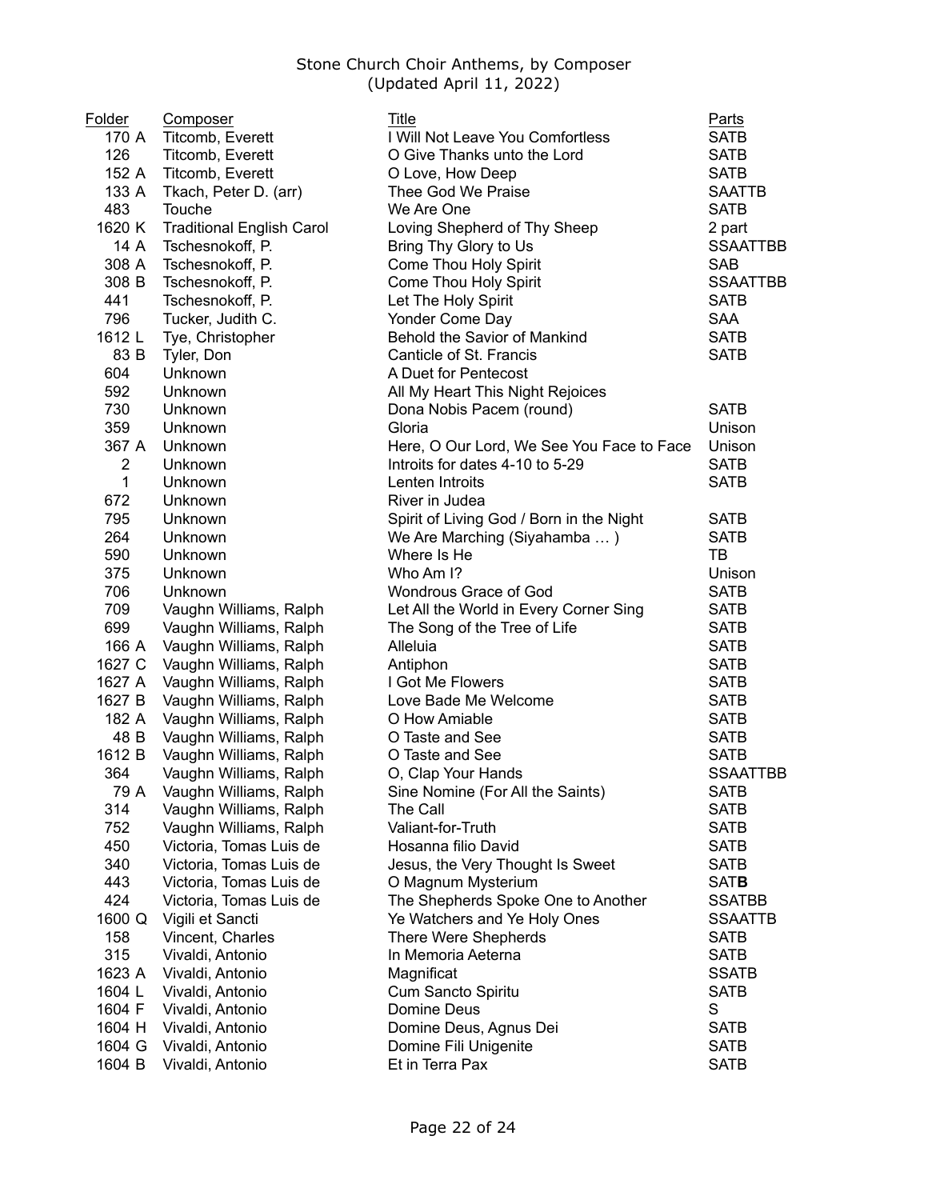Stone Church Choir Anthems, by Composer
(Updated April 11, 2022)

| Folder | Composer | Title | Parts |
|---|---|---|---|
| 170 A | Titcomb, Everett | I Will Not Leave You Comfortless | SATB |
| 126 | Titcomb, Everett | O Give Thanks unto the Lord | SATB |
| 152 A | Titcomb, Everett | O Love, How Deep | SATB |
| 133 A | Tkach, Peter D. (arr) | Thee God We Praise | SAATTB |
| 483 | Touche | We Are One | SATB |
| 1620 K | Traditional English Carol | Loving Shepherd of Thy Sheep | 2 part |
| 14 A | Tschesnokoff, P. | Bring Thy Glory to Us | SSAATTBB |
| 308 A | Tschesnokoff, P. | Come Thou Holy Spirit | SAB |
| 308 B | Tschesnokoff, P. | Come Thou Holy Spirit | SSAATTBB |
| 441 | Tschesnokoff, P. | Let The Holy Spirit | SATB |
| 796 | Tucker, Judith C. | Yonder Come Day | SAA |
| 1612 L | Tye, Christopher | Behold the Savior of Mankind | SATB |
| 83 B | Tyler, Don | Canticle of St. Francis | SATB |
| 604 | Unknown | A Duet for Pentecost | |
| 592 | Unknown | All My Heart This Night Rejoices | |
| 730 | Unknown | Dona Nobis Pacem (round) | SATB |
| 359 | Unknown | Gloria | Unison |
| 367 A | Unknown | Here, O Our Lord, We See You Face to Face | Unison |
| 2 | Unknown | Introits for dates 4-10 to 5-29 | SATB |
| 1 | Unknown | Lenten Introits | SATB |
| 672 | Unknown | River in Judea | |
| 795 | Unknown | Spirit of Living God / Born in the Night | SATB |
| 264 | Unknown | We Are Marching (Siyahamba … ) | SATB |
| 590 | Unknown | Where Is He | TB |
| 375 | Unknown | Who Am I? | Unison |
| 706 | Unknown | Wondrous Grace of God | SATB |
| 709 | Vaughn Williams, Ralph | Let All the World in Every Corner Sing | SATB |
| 699 | Vaughn Williams, Ralph | The Song of the Tree of Life | SATB |
| 166 A | Vaughn Williams, Ralph | Alleluia | SATB |
| 1627 C | Vaughn Williams, Ralph | Antiphon | SATB |
| 1627 A | Vaughn Williams, Ralph | I Got Me Flowers | SATB |
| 1627 B | Vaughn Williams, Ralph | Love Bade Me Welcome | SATB |
| 182 A | Vaughn Williams, Ralph | O How Amiable | SATB |
| 48 B | Vaughn Williams, Ralph | O Taste and See | SATB |
| 1612 B | Vaughn Williams, Ralph | O Taste and See | SATB |
| 364 | Vaughn Williams, Ralph | O, Clap Your Hands | SSAATTBB |
| 79 A | Vaughn Williams, Ralph | Sine Nomine (For All the Saints) | SATB |
| 314 | Vaughn Williams, Ralph | The Call | SATB |
| 752 | Vaughn Williams, Ralph | Valiant-for-Truth | SATB |
| 450 | Victoria, Tomas Luis de | Hosanna filio David | SATB |
| 340 | Victoria, Tomas Luis de | Jesus, the Very Thought Is Sweet | SATB |
| 443 | Victoria, Tomas Luis de | O Magnum Mysterium | SAT**B** |
| 424 | Victoria, Tomas Luis de | The Shepherds Spoke One to Another | SSATBB |
| 1600 Q | Vigili et Sancti | Ye Watchers and Ye Holy Ones | SSAATTB |
| 158 | Vincent, Charles | There Were Shepherds | SATB |
| 315 | Vivaldi, Antonio | In Memoria Aeterna | SATB |
| 1623 A | Vivaldi, Antonio | Magnificat | SSATB |
| 1604 L | Vivaldi, Antonio | Cum Sancto Spiritu | SATB |
| 1604 F | Vivaldi, Antonio | Domine Deus | S |
| 1604 H | Vivaldi, Antonio | Domine Deus, Agnus Dei | SATB |
| 1604 G | Vivaldi, Antonio | Domine Fili Unigenite | SATB |
| 1604 B | Vivaldi, Antonio | Et in Terra Pax | SATB |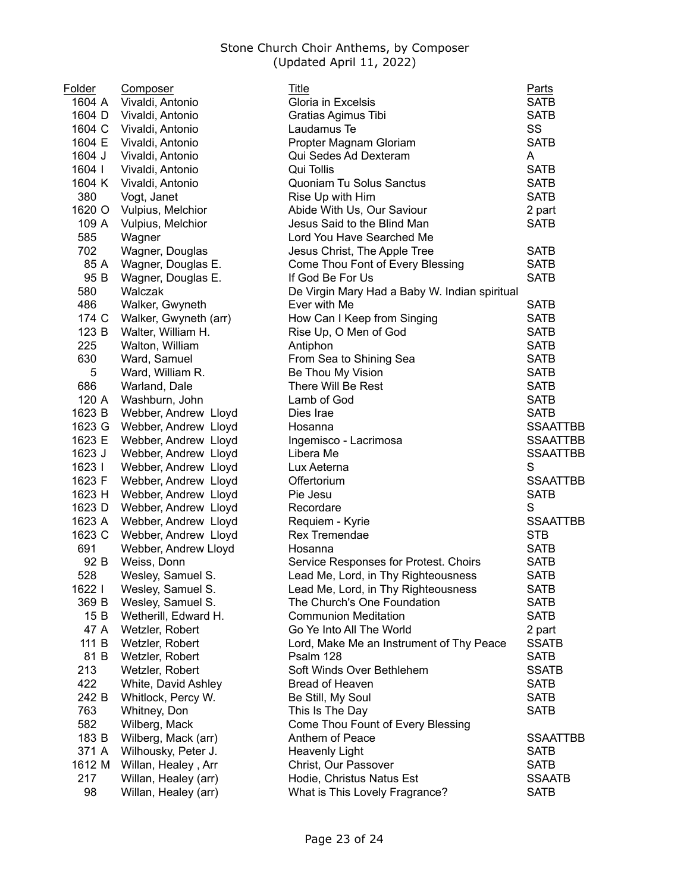Stone Church Choir Anthems, by Composer
(Updated April 11, 2022)

| Folder | Composer | Title | Parts |
|---|---|---|---|
| 1604 A | Vivaldi, Antonio | Gloria in Excelsis | SATB |
| 1604 D | Vivaldi, Antonio | Gratias Agimus Tibi | SATB |
| 1604 C | Vivaldi, Antonio | Laudamus Te | SS |
| 1604 E | Vivaldi, Antonio | Propter Magnam Gloriam | SATB |
| 1604 J | Vivaldi, Antonio | Qui Sedes Ad Dexteram | A |
| 1604 I | Vivaldi, Antonio | Qui Tollis | SATB |
| 1604 K | Vivaldi, Antonio | Quoniam Tu Solus Sanctus | SATB |
| 380 | Vogt, Janet | Rise Up with Him | SATB |
| 1620 O | Vulpius, Melchior | Abide With Us, Our Saviour | 2 part |
| 109 A | Vulpius, Melchior | Jesus Said to the Blind Man | SATB |
| 585 | Wagner | Lord You Have Searched Me | |
| 702 | Wagner, Douglas | Jesus Christ, The Apple Tree | SATB |
| 85 A | Wagner, Douglas E. | Come Thou Font of Every Blessing | SATB |
| 95 B | Wagner, Douglas E. | If God Be For Us | SATB |
| 580 | Walczak | De Virgin Mary Had a Baby W. Indian spiritual | |
| 486 | Walker, Gwyneth | Ever with Me | SATB |
| 174 C | Walker, Gwyneth (arr) | How Can I Keep from Singing | SATB |
| 123 B | Walter, William H. | Rise Up, O Men of God | SATB |
| 225 | Walton, William | Antiphon | SATB |
| 630 | Ward, Samuel | From Sea to Shining Sea | SATB |
| 5 | Ward, William R. | Be Thou My Vision | SATB |
| 686 | Warland, Dale | There Will Be Rest | SATB |
| 120 A | Washburn, John | Lamb of God | SATB |
| 1623 B | Webber, Andrew Lloyd | Dies Irae | SATB |
| 1623 G | Webber, Andrew Lloyd | Hosanna | SSAATTBB |
| 1623 E | Webber, Andrew Lloyd | Ingemisco - Lacrimosa | SSAATTBB |
| 1623 J | Webber, Andrew Lloyd | Libera Me | SSAATTBB |
| 1623 I | Webber, Andrew Lloyd | Lux Aeterna | S |
| 1623 F | Webber, Andrew Lloyd | Offertorium | SSAATTBB |
| 1623 H | Webber, Andrew Lloyd | Pie Jesu | SATB |
| 1623 D | Webber, Andrew Lloyd | Recordare | S |
| 1623 A | Webber, Andrew Lloyd | Requiem - Kyrie | SSAATTBB |
| 1623 C | Webber, Andrew Lloyd | Rex Tremendae | STB |
| 691 | Webber, Andrew Lloyd | Hosanna | SATB |
| 92 B | Weiss, Donn | Service Responses for Protest. Choirs | SATB |
| 528 | Wesley, Samuel S. | Lead Me, Lord, in Thy Righteousness | SATB |
| 1622 I | Wesley, Samuel S. | Lead Me, Lord, in Thy Righteousness | SATB |
| 369 B | Wesley, Samuel S. | The Church's One Foundation | SATB |
| 15 B | Wetherill, Edward H. | Communion Meditation | SATB |
| 47 A | Wetzler, Robert | Go Ye Into All The World | 2 part |
| 111 B | Wetzler, Robert | Lord, Make Me an Instrument of Thy Peace | SSATB |
| 81 B | Wetzler, Robert | Psalm 128 | SATB |
| 213 | Wetzler, Robert | Soft Winds Over Bethlehem | SSATB |
| 422 | White, David Ashley | Bread of Heaven | SATB |
| 242 B | Whitlock, Percy W. | Be Still, My Soul | SATB |
| 763 | Whitney, Don | This Is The Day | SATB |
| 582 | Wilberg, Mack | Come Thou Fount of Every Blessing | |
| 183 B | Wilberg, Mack (arr) | Anthem of Peace | SSAATTBB |
| 371 A | Wilhousky, Peter J. | Heavenly Light | SATB |
| 1612 M | Willan, Healey , Arr | Christ, Our Passover | SATB |
| 217 | Willan, Healey (arr) | Hodie, Christus Natus Est | SSAATB |
| 98 | Willan, Healey (arr) | What is This Lovely Fragrance? | SATB |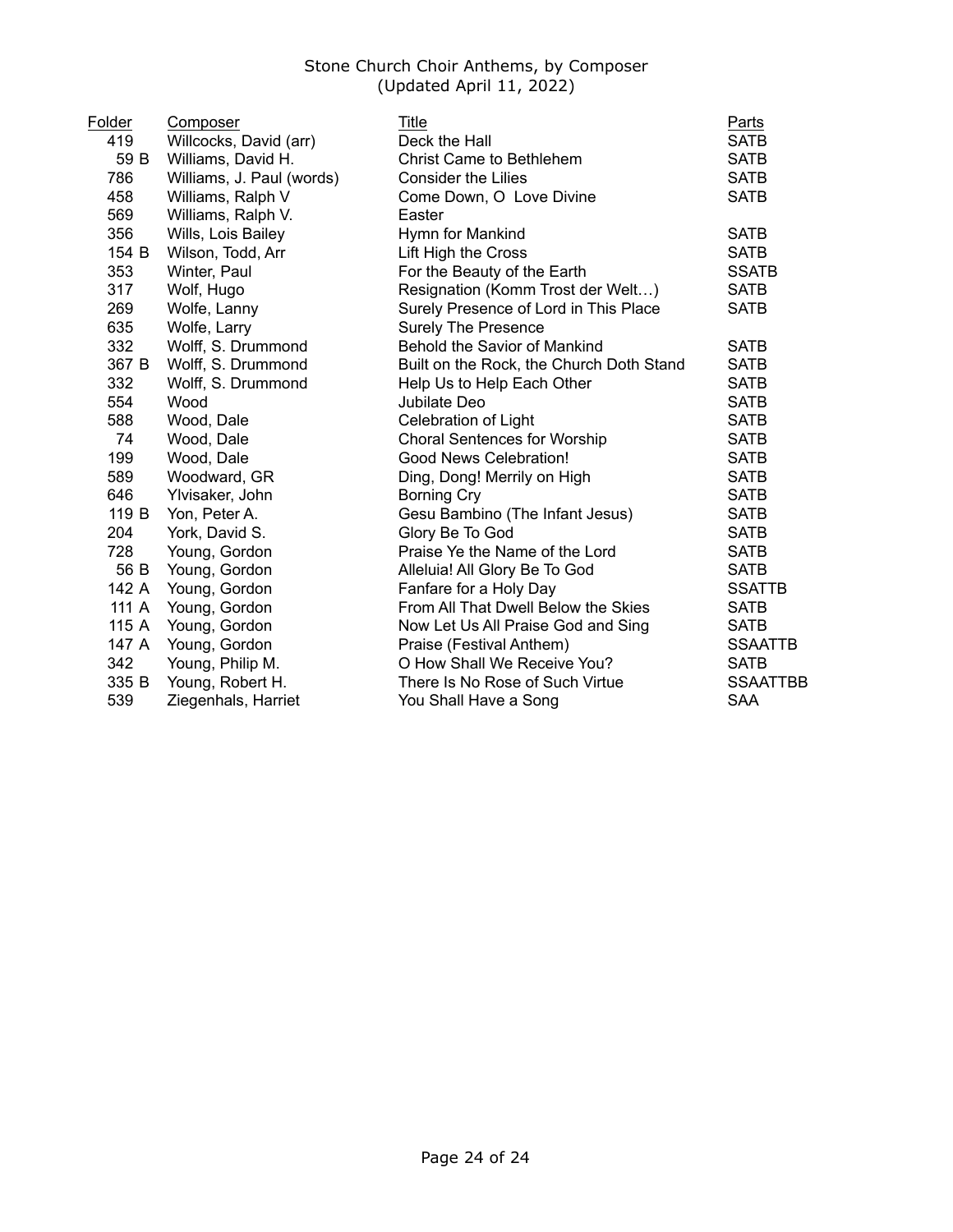Stone Church Choir Anthems, by Composer
(Updated April 11, 2022)

| Folder | Composer | Title | Parts |
| --- | --- | --- | --- |
| 419 | Willcocks, David (arr) | Deck the Hall | SATB |
| 59 B | Williams, David H. | Christ Came to Bethlehem | SATB |
| 786 | Williams, J. Paul (words) | Consider the Lilies | SATB |
| 458 | Williams, Ralph V | Come Down, O Love Divine | SATB |
| 569 | Williams, Ralph V. | Easter | |
| 356 | Wills, Lois Bailey | Hymn for Mankind | SATB |
| 154 B | Wilson, Todd, Arr | Lift High the Cross | SATB |
| 353 | Winter, Paul | For the Beauty of the Earth | SSATB |
| 317 | Wolf, Hugo | Resignation (Komm Trost der Welt…) | SATB |
| 269 | Wolfe, Lanny | Surely Presence of Lord in This Place | SATB |
| 635 | Wolfe, Larry | Surely The Presence | |
| 332 | Wolff, S. Drummond | Behold the Savior of Mankind | SATB |
| 367 B | Wolff, S. Drummond | Built on the Rock, the Church Doth Stand | SATB |
| 332 | Wolff, S. Drummond | Help Us to Help Each Other | SATB |
| 554 | Wood | Jubilate Deo | SATB |
| 588 | Wood, Dale | Celebration of Light | SATB |
| 74 | Wood, Dale | Choral Sentences for Worship | SATB |
| 199 | Wood, Dale | Good News Celebration! | SATB |
| 589 | Woodward, GR | Ding, Dong! Merrily on High | SATB |
| 646 | Ylvisaker, John | Borning Cry | SATB |
| 119 B | Yon, Peter A. | Gesu Bambino (The Infant Jesus) | SATB |
| 204 | York, David S. | Glory Be To God | SATB |
| 728 | Young, Gordon | Praise Ye the Name of the Lord | SATB |
| 56 B | Young, Gordon | Alleluia! All Glory Be To God | SATB |
| 142 A | Young, Gordon | Fanfare for a Holy Day | SSATTB |
| 111 A | Young, Gordon | From All That Dwell Below the Skies | SATB |
| 115 A | Young, Gordon | Now Let Us All Praise God and Sing | SATB |
| 147 A | Young, Gordon | Praise (Festival Anthem) | SSAATTB |
| 342 | Young, Philip M. | O How Shall We Receive You? | SATB |
| 335 B | Young, Robert H. | There Is No Rose of Such Virtue | SSAATTBB |
| 539 | Ziegenhals, Harriet | You Shall Have a Song | SAA |